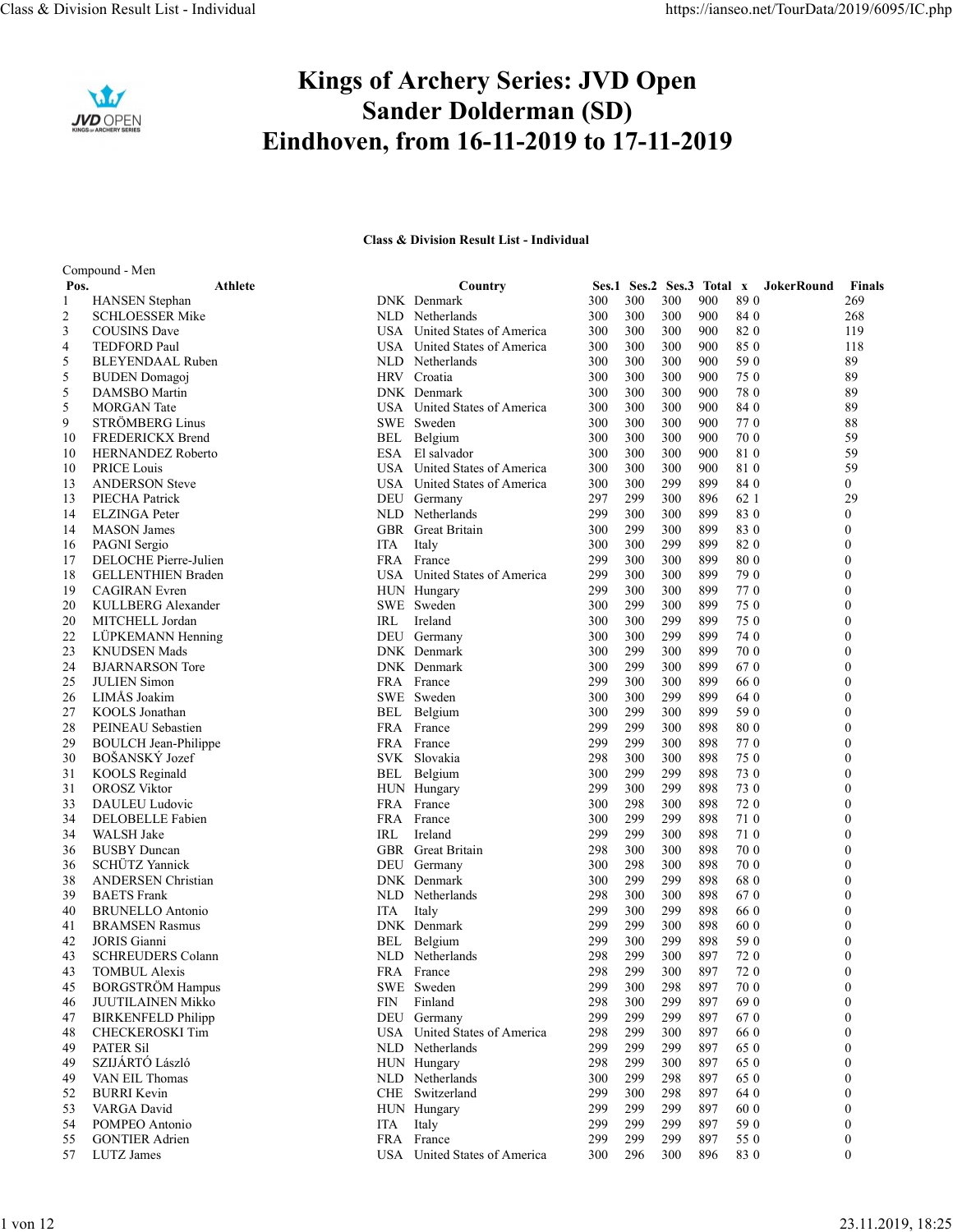# Kings of Archery Series: JVD Open
## Sander Dolderman (SD)
## Eindhoven, from 16-11-2019 to 17-11-2019

### Class & Division Result List - Individual

Compound - Men

| Pos. | Athlete | Country | | Ses.1 | Ses.2 | Ses.3 | Total | x | JokerRound | Finals |
|---|---|---|---|---|---|---|---|---|---|---|
| 1 | HANSEN Stephan | DNK | Denmark | 300 | 300 | 300 | 900 | 89 0 | | 269 |
| 2 | SCHLOESSER Mike | NLD | Netherlands | 300 | 300 | 300 | 900 | 84 0 | | 268 |
| 3 | COUSINS Dave | USA | United States of America | 300 | 300 | 300 | 900 | 82 0 | | 119 |
| 4 | TEDFORD Paul | USA | United States of America | 300 | 300 | 300 | 900 | 85 0 | | 118 |
| 5 | BLEYENDAAL Ruben | NLD | Netherlands | 300 | 300 | 300 | 900 | 59 0 | | 89 |
| 5 | BUDEN Domagoj | HRV | Croatia | 300 | 300 | 300 | 900 | 75 0 | | 89 |
| 5 | DAMSBO Martin | DNK | Denmark | 300 | 300 | 300 | 900 | 78 0 | | 89 |
| 5 | MORGAN Tate | USA | United States of America | 300 | 300 | 300 | 900 | 84 0 | | 89 |
| 9 | STRÖMBERG Linus | SWE | Sweden | 300 | 300 | 300 | 900 | 77 0 | | 88 |
| 10 | FREDERICKX Brend | BEL | Belgium | 300 | 300 | 300 | 900 | 70 0 | | 59 |
| 10 | HERNANDEZ Roberto | ESA | El salvador | 300 | 300 | 300 | 900 | 81 0 | | 59 |
| 10 | PRICE Louis | USA | United States of America | 300 | 300 | 300 | 900 | 81 0 | | 59 |
| 13 | ANDERSON Steve | USA | United States of America | 300 | 300 | 299 | 899 | 84 0 | | 0 |
| 13 | PIECHA Patrick | DEU | Germany | 297 | 299 | 300 | 896 | 62 1 | | 29 |
| 14 | ELZINGA Peter | NLD | Netherlands | 299 | 300 | 300 | 899 | 83 0 | | 0 |
| 14 | MASON James | GBR | Great Britain | 300 | 299 | 300 | 899 | 83 0 | | 0 |
| 16 | PAGNI Sergio | ITA | Italy | 300 | 300 | 299 | 899 | 82 0 | | 0 |
| 17 | DELOCHE Pierre-Julien | FRA | France | 299 | 300 | 300 | 899 | 80 0 | | 0 |
| 18 | GELLENTHIEN Braden | USA | United States of America | 299 | 300 | 300 | 899 | 79 0 | | 0 |
| 19 | CAGIRAN Evren | HUN | Hungary | 299 | 300 | 300 | 899 | 77 0 | | 0 |
| 20 | KULLBERG Alexander | SWE | Sweden | 300 | 299 | 300 | 899 | 75 0 | | 0 |
| 20 | MITCHELL Jordan | IRL | Ireland | 300 | 300 | 299 | 899 | 75 0 | | 0 |
| 22 | LÜPKEMANN Henning | DEU | Germany | 300 | 300 | 299 | 899 | 74 0 | | 0 |
| 23 | KNUDSEN Mads | DNK | Denmark | 300 | 299 | 300 | 899 | 70 0 | | 0 |
| 24 | BJARNARSON Tore | DNK | Denmark | 300 | 299 | 300 | 899 | 67 0 | | 0 |
| 25 | JULIEN Simon | FRA | France | 299 | 300 | 300 | 899 | 66 0 | | 0 |
| 26 | LIMÅS Joakim | SWE | Sweden | 300 | 300 | 299 | 899 | 64 0 | | 0 |
| 27 | KOOLS Jonathan | BEL | Belgium | 300 | 299 | 300 | 899 | 59 0 | | 0 |
| 28 | PEINEAU Sebastien | FRA | France | 299 | 299 | 300 | 898 | 80 0 | | 0 |
| 29 | BOULCH Jean-Philippe | FRA | France | 299 | 299 | 300 | 898 | 77 0 | | 0 |
| 30 | BOŠANSKÝ Jozef | SVK | Slovakia | 298 | 300 | 300 | 898 | 75 0 | | 0 |
| 31 | KOOLS Reginald | BEL | Belgium | 300 | 299 | 299 | 898 | 73 0 | | 0 |
| 31 | OROSZ Viktor | HUN | Hungary | 299 | 300 | 299 | 898 | 73 0 | | 0 |
| 33 | DAULEU Ludovic | FRA | France | 300 | 298 | 300 | 898 | 72 0 | | 0 |
| 34 | DELOBELLE Fabien | FRA | France | 300 | 299 | 299 | 898 | 71 0 | | 0 |
| 34 | WALSH Jake | IRL | Ireland | 299 | 299 | 300 | 898 | 71 0 | | 0 |
| 36 | BUSBY Duncan | GBR | Great Britain | 298 | 300 | 300 | 898 | 70 0 | | 0 |
| 36 | SCHÜTZ Yannick | DEU | Germany | 300 | 298 | 300 | 898 | 70 0 | | 0 |
| 38 | ANDERSEN Christian | DNK | Denmark | 300 | 299 | 299 | 898 | 68 0 | | 0 |
| 39 | BAETS Frank | NLD | Netherlands | 298 | 300 | 300 | 898 | 67 0 | | 0 |
| 40 | BRUNELLO Antonio | ITA | Italy | 299 | 300 | 299 | 898 | 66 0 | | 0 |
| 41 | BRAMSEN Rasmus | DNK | Denmark | 299 | 299 | 300 | 898 | 60 0 | | 0 |
| 42 | JORIS Gianni | BEL | Belgium | 299 | 300 | 299 | 898 | 59 0 | | 0 |
| 43 | SCHREUDERS Colann | NLD | Netherlands | 298 | 299 | 300 | 897 | 72 0 | | 0 |
| 43 | TOMBUL Alexis | FRA | France | 298 | 299 | 300 | 897 | 72 0 | | 0 |
| 45 | BORGSTRÖM Hampus | SWE | Sweden | 299 | 300 | 298 | 897 | 70 0 | | 0 |
| 46 | JUUTILAINEN Mikko | FIN | Finland | 298 | 300 | 299 | 897 | 69 0 | | 0 |
| 47 | BIRKENFELD Philipp | DEU | Germany | 299 | 299 | 299 | 897 | 67 0 | | 0 |
| 48 | CHECKEROSKI Tim | USA | United States of America | 298 | 299 | 300 | 897 | 66 0 | | 0 |
| 49 | PATER Sil | NLD | Netherlands | 299 | 299 | 299 | 897 | 65 0 | | 0 |
| 49 | SZIJÁRTÓ László | HUN | Hungary | 298 | 299 | 300 | 897 | 65 0 | | 0 |
| 49 | VAN EIL Thomas | NLD | Netherlands | 300 | 299 | 298 | 897 | 65 0 | | 0 |
| 52 | BURRI Kevin | CHE | Switzerland | 299 | 300 | 298 | 897 | 64 0 | | 0 |
| 53 | VARGA David | HUN | Hungary | 299 | 299 | 299 | 897 | 60 0 | | 0 |
| 54 | POMPEO Antonio | ITA | Italy | 299 | 299 | 299 | 897 | 59 0 | | 0 |
| 55 | GONTIER Adrien | FRA | France | 299 | 299 | 299 | 897 | 55 0 | | 0 |
| 57 | LUTZ James | USA | United States of America | 300 | 296 | 300 | 896 | 83 0 | | 0 |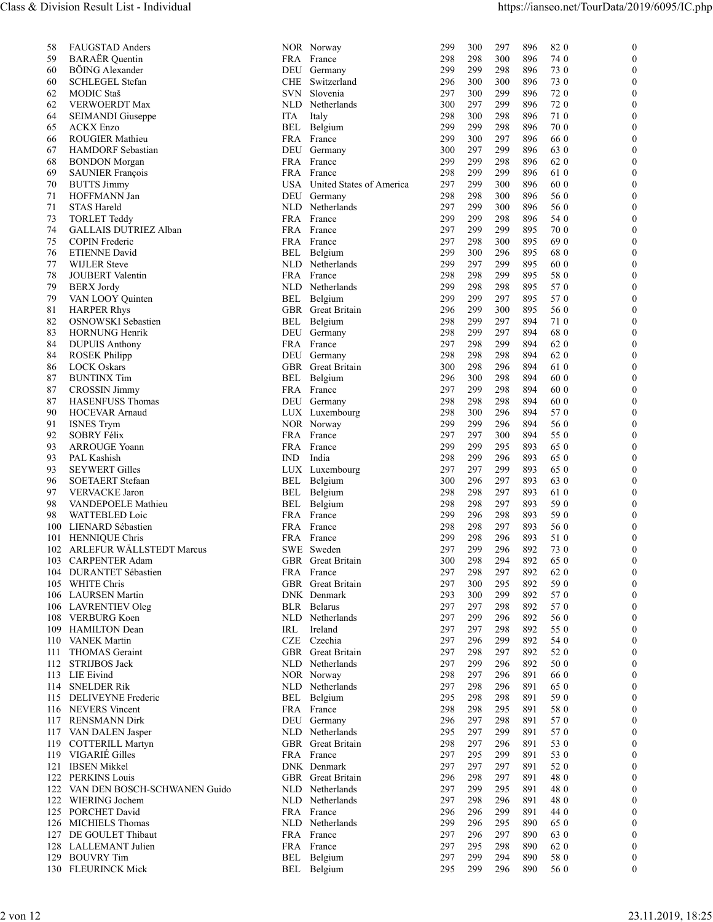| Rank | Name | Code | Country | 1 | 2 | 3 | Total | X | | |
|---|---|---|---|---|---|---|---|---|---|---|
| 58 | FAUGSTAD Anders | NOR | Norway | 299 | 300 | 297 | 896 | 82 | 0 | 0 |
| 59 | BARAËR Quentin | FRA | France | 298 | 298 | 300 | 896 | 74 | 0 | 0 |
| 60 | BÖING Alexander | DEU | Germany | 299 | 299 | 298 | 896 | 73 | 0 | 0 |
| 60 | SCHLEGEL Stefan | CHE | Switzerland | 296 | 300 | 300 | 896 | 73 | 0 | 0 |
| 62 | MODIC Staš | SVN | Slovenia | 297 | 300 | 299 | 896 | 72 | 0 | 0 |
| 62 | VERWOERDT Max | NLD | Netherlands | 300 | 297 | 299 | 896 | 72 | 0 | 0 |
| 64 | SEIMANDI Giuseppe | ITA | Italy | 298 | 300 | 298 | 896 | 71 | 0 | 0 |
| 65 | ACKX Enzo | BEL | Belgium | 299 | 299 | 298 | 896 | 70 | 0 | 0 |
| 66 | ROUGIER Mathieu | FRA | France | 299 | 300 | 297 | 896 | 66 | 0 | 0 |
| 67 | HAMDORF Sebastian | DEU | Germany | 300 | 297 | 299 | 896 | 63 | 0 | 0 |
| 68 | BONDON Morgan | FRA | France | 299 | 299 | 298 | 896 | 62 | 0 | 0 |
| 69 | SAUNIER François | FRA | France | 298 | 299 | 299 | 896 | 61 | 0 | 0 |
| 70 | BUTTS Jimmy | USA | United States of America | 297 | 299 | 300 | 896 | 60 | 0 | 0 |
| 71 | HOFFMANN Jan | DEU | Germany | 298 | 298 | 300 | 896 | 56 | 0 | 0 |
| 71 | STAS Hareld | NLD | Netherlands | 297 | 299 | 300 | 896 | 56 | 0 | 0 |
| 73 | TORLET Teddy | FRA | France | 299 | 299 | 298 | 896 | 54 | 0 | 0 |
| 74 | GALLAIS DUTRIEZ Alban | FRA | France | 297 | 299 | 299 | 895 | 70 | 0 | 0 |
| 75 | COPIN Frederic | FRA | France | 297 | 298 | 300 | 895 | 69 | 0 | 0 |
| 76 | ETIENNE David | BEL | Belgium | 299 | 300 | 296 | 895 | 68 | 0 | 0 |
| 77 | WIJLER Steve | NLD | Netherlands | 299 | 297 | 299 | 895 | 60 | 0 | 0 |
| 78 | JOUBERT Valentin | FRA | France | 298 | 298 | 299 | 895 | 58 | 0 | 0 |
| 79 | BERX Jordy | NLD | Netherlands | 299 | 298 | 298 | 895 | 57 | 0 | 0 |
| 79 | VAN LOOY Quinten | BEL | Belgium | 299 | 299 | 297 | 895 | 57 | 0 | 0 |
| 81 | HARPER Rhys | GBR | Great Britain | 296 | 299 | 300 | 895 | 56 | 0 | 0 |
| 82 | OSNOWSKI Sebastien | BEL | Belgium | 298 | 299 | 297 | 894 | 71 | 0 | 0 |
| 83 | HORNUNG Henrik | DEU | Germany | 298 | 299 | 297 | 894 | 68 | 0 | 0 |
| 84 | DUPUIS Anthony | FRA | France | 297 | 298 | 299 | 894 | 62 | 0 | 0 |
| 84 | ROSEK Philipp | DEU | Germany | 298 | 298 | 298 | 894 | 62 | 0 | 0 |
| 86 | LOCK Oskars | GBR | Great Britain | 300 | 298 | 296 | 894 | 61 | 0 | 0 |
| 87 | BUNTINX Tim | BEL | Belgium | 296 | 300 | 298 | 894 | 60 | 0 | 0 |
| 87 | CROSSIN Jimmy | FRA | France | 297 | 299 | 298 | 894 | 60 | 0 | 0 |
| 87 | HASENFUSS Thomas | DEU | Germany | 298 | 298 | 298 | 894 | 60 | 0 | 0 |
| 90 | HOCEVAR Arnaud | LUX | Luxembourg | 298 | 300 | 296 | 894 | 57 | 0 | 0 |
| 91 | ISNES Trym | NOR | Norway | 299 | 299 | 296 | 894 | 56 | 0 | 0 |
| 92 | SOBRY Félix | FRA | France | 297 | 297 | 300 | 894 | 55 | 0 | 0 |
| 93 | ARROUGE Yoann | FRA | France | 299 | 299 | 295 | 893 | 65 | 0 | 0 |
| 93 | PAL Kashish | IND | India | 298 | 299 | 296 | 893 | 65 | 0 | 0 |
| 93 | SEYWERT Gilles | LUX | Luxembourg | 297 | 297 | 299 | 893 | 65 | 0 | 0 |
| 96 | SOETAERT Stefaan | BEL | Belgium | 300 | 296 | 297 | 893 | 63 | 0 | 0 |
| 97 | VERVACKE Jaron | BEL | Belgium | 298 | 298 | 297 | 893 | 61 | 0 | 0 |
| 98 | VANDEPOELE Mathieu | BEL | Belgium | 298 | 298 | 297 | 893 | 59 | 0 | 0 |
| 98 | WATTEBLED Loic | FRA | France | 299 | 296 | 298 | 893 | 59 | 0 | 0 |
| 100 | LIENARD Sébastien | FRA | France | 298 | 298 | 297 | 893 | 56 | 0 | 0 |
| 101 | HENNIQUE Chris | FRA | France | 299 | 298 | 296 | 893 | 51 | 0 | 0 |
| 102 | ARLEFUR WÄLLSTEDT Marcus | SWE | Sweden | 297 | 299 | 296 | 892 | 73 | 0 | 0 |
| 103 | CARPENTER Adam | GBR | Great Britain | 300 | 298 | 294 | 892 | 65 | 0 | 0 |
| 104 | DURANTET Sébastien | FRA | France | 297 | 298 | 297 | 892 | 62 | 0 | 0 |
| 105 | WHITE Chris | GBR | Great Britain | 297 | 300 | 295 | 892 | 59 | 0 | 0 |
| 106 | LAURSEN Martin | DNK | Denmark | 293 | 300 | 299 | 892 | 57 | 0 | 0 |
| 106 | LAVRENTIEV Oleg | BLR | Belarus | 297 | 297 | 298 | 892 | 57 | 0 | 0 |
| 108 | VERBURG Koen | NLD | Netherlands | 297 | 299 | 296 | 892 | 56 | 0 | 0 |
| 109 | HAMILTON Dean | IRL | Ireland | 297 | 297 | 298 | 892 | 55 | 0 | 0 |
| 110 | VANEK Martin | CZE | Czechia | 297 | 296 | 299 | 892 | 54 | 0 | 0 |
| 111 | THOMAS Geraint | GBR | Great Britain | 297 | 298 | 297 | 892 | 52 | 0 | 0 |
| 112 | STRIJBOS Jack | NLD | Netherlands | 297 | 299 | 296 | 892 | 50 | 0 | 0 |
| 113 | LIE Eivind | NOR | Norway | 298 | 297 | 296 | 891 | 66 | 0 | 0 |
| 114 | SNELDER Rik | NLD | Netherlands | 297 | 298 | 296 | 891 | 65 | 0 | 0 |
| 115 | DELIVEYNE Frederic | BEL | Belgium | 295 | 298 | 298 | 891 | 59 | 0 | 0 |
| 116 | NEVERS Vincent | FRA | France | 298 | 298 | 295 | 891 | 58 | 0 | 0 |
| 117 | RENSMANN Dirk | DEU | Germany | 296 | 297 | 298 | 891 | 57 | 0 | 0 |
| 117 | VAN DALEN Jasper | NLD | Netherlands | 295 | 297 | 299 | 891 | 57 | 0 | 0 |
| 119 | COTTERILL Martyn | GBR | Great Britain | 298 | 297 | 296 | 891 | 53 | 0 | 0 |
| 119 | VIGARIÉ Gilles | FRA | France | 297 | 295 | 299 | 891 | 53 | 0 | 0 |
| 121 | IBSEN Mikkel | DNK | Denmark | 297 | 297 | 297 | 891 | 52 | 0 | 0 |
| 122 | PERKINS Louis | GBR | Great Britain | 296 | 298 | 297 | 891 | 48 | 0 | 0 |
| 122 | VAN DEN BOSCH-SCHWANEN Guido | NLD | Netherlands | 297 | 299 | 295 | 891 | 48 | 0 | 0 |
| 122 | WIERING Jochem | NLD | Netherlands | 297 | 298 | 296 | 891 | 48 | 0 | 0 |
| 125 | PORCHET David | FRA | France | 296 | 296 | 299 | 891 | 44 | 0 | 0 |
| 126 | MICHIELS Thomas | NLD | Netherlands | 299 | 296 | 295 | 890 | 65 | 0 | 0 |
| 127 | DE GOULET Thibaut | FRA | France | 297 | 296 | 297 | 890 | 63 | 0 | 0 |
| 128 | LALLEMANT Julien | FRA | France | 297 | 295 | 298 | 890 | 62 | 0 | 0 |
| 129 | BOUVRY Tim | BEL | Belgium | 297 | 299 | 294 | 890 | 58 | 0 | 0 |
| 130 | FLEURINCK Mick | BEL | Belgium | 295 | 299 | 296 | 890 | 56 | 0 | 0 |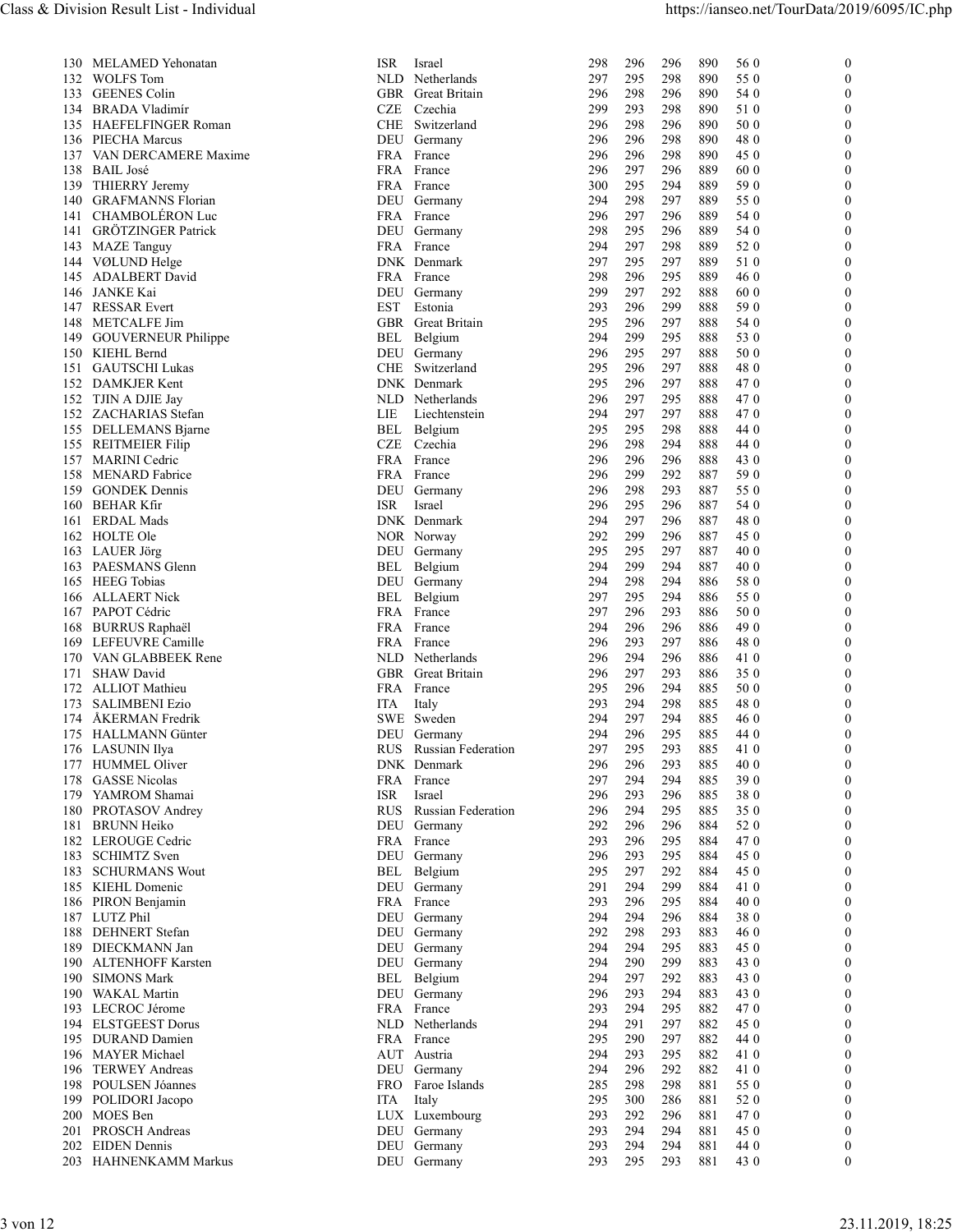| | | | | | | | | | |
|---|---|---|---|---|---|---|---|---|---|
| 130 | MELAMED Yehonatan | ISR | Israel | 298 | 296 | 296 | 890 | 56 0 | 0 |
| 132 | WOLFS Tom | NLD | Netherlands | 297 | 295 | 298 | 890 | 55 0 | 0 |
| 133 | GEENES Colin | GBR | Great Britain | 296 | 298 | 296 | 890 | 54 0 | 0 |
| 134 | BRADA Vladimír | CZE | Czechia | 299 | 293 | 298 | 890 | 51 0 | 0 |
| 135 | HAEFELFINGER Roman | CHE | Switzerland | 296 | 298 | 296 | 890 | 50 0 | 0 |
| 136 | PIECHA Marcus | DEU | Germany | 296 | 296 | 298 | 890 | 48 0 | 0 |
| 137 | VAN DERCAMERE Maxime | FRA | France | 296 | 296 | 298 | 890 | 45 0 | 0 |
| 138 | BAIL José | FRA | France | 296 | 297 | 296 | 889 | 60 0 | 0 |
| 139 | THIERRY Jeremy | FRA | France | 300 | 295 | 294 | 889 | 59 0 | 0 |
| 140 | GRAFMANNS Florian | DEU | Germany | 294 | 298 | 297 | 889 | 55 0 | 0 |
| 141 | CHAMBOLÉRON Luc | FRA | France | 296 | 297 | 296 | 889 | 54 0 | 0 |
| 141 | GRÖTZINGER Patrick | DEU | Germany | 298 | 295 | 296 | 889 | 54 0 | 0 |
| 143 | MAZE Tanguy | FRA | France | 294 | 297 | 298 | 889 | 52 0 | 0 |
| 144 | VØLUND Helge | DNK | Denmark | 297 | 295 | 297 | 889 | 51 0 | 0 |
| 145 | ADALBERT David | FRA | France | 298 | 296 | 295 | 889 | 46 0 | 0 |
| 146 | JANKE Kai | DEU | Germany | 299 | 297 | 292 | 888 | 60 0 | 0 |
| 147 | RESSAR Evert | EST | Estonia | 293 | 296 | 299 | 888 | 59 0 | 0 |
| 148 | METCALFE Jim | GBR | Great Britain | 295 | 296 | 297 | 888 | 54 0 | 0 |
| 149 | GOUVERNEUR Philippe | BEL | Belgium | 294 | 299 | 295 | 888 | 53 0 | 0 |
| 150 | KIEHL Bernd | DEU | Germany | 296 | 295 | 297 | 888 | 50 0 | 0 |
| 151 | GAUTSCHI Lukas | CHE | Switzerland | 295 | 296 | 297 | 888 | 48 0 | 0 |
| 152 | DAMKJER Kent | DNK | Denmark | 295 | 296 | 297 | 888 | 47 0 | 0 |
| 152 | TJIN A DJIE Jay | NLD | Netherlands | 296 | 297 | 295 | 888 | 47 0 | 0 |
| 152 | ZACHARIAS Stefan | LIE | Liechtenstein | 294 | 297 | 297 | 888 | 47 0 | 0 |
| 155 | DELLEMANS Bjarne | BEL | Belgium | 295 | 295 | 298 | 888 | 44 0 | 0 |
| 155 | REITMEIER Filip | CZE | Czechia | 296 | 298 | 294 | 888 | 44 0 | 0 |
| 157 | MARINI Cedric | FRA | France | 296 | 296 | 296 | 888 | 43 0 | 0 |
| 158 | MENARD Fabrice | FRA | France | 296 | 299 | 292 | 887 | 59 0 | 0 |
| 159 | GONDEK Dennis | DEU | Germany | 296 | 298 | 293 | 887 | 55 0 | 0 |
| 160 | BEHAR Kfir | ISR | Israel | 296 | 295 | 296 | 887 | 54 0 | 0 |
| 161 | ERDAL Mads | DNK | Denmark | 294 | 297 | 296 | 887 | 48 0 | 0 |
| 162 | HOLTE Ole | NOR | Norway | 292 | 299 | 296 | 887 | 45 0 | 0 |
| 163 | LAUER Jörg | DEU | Germany | 295 | 295 | 297 | 887 | 40 0 | 0 |
| 163 | PAESMANS Glenn | BEL | Belgium | 294 | 299 | 294 | 887 | 40 0 | 0 |
| 165 | HEEG Tobias | DEU | Germany | 294 | 298 | 294 | 886 | 58 0 | 0 |
| 166 | ALLAERT Nick | BEL | Belgium | 297 | 295 | 294 | 886 | 55 0 | 0 |
| 167 | PAPOT Cédric | FRA | France | 297 | 296 | 293 | 886 | 50 0 | 0 |
| 168 | BURRUS Raphaël | FRA | France | 294 | 296 | 296 | 886 | 49 0 | 0 |
| 169 | LEFEUVRE Camille | FRA | France | 296 | 293 | 297 | 886 | 48 0 | 0 |
| 170 | VAN GLABBEEK Rene | NLD | Netherlands | 296 | 294 | 296 | 886 | 41 0 | 0 |
| 171 | SHAW David | GBR | Great Britain | 296 | 297 | 293 | 886 | 35 0 | 0 |
| 172 | ALLIOT Mathieu | FRA | France | 295 | 296 | 294 | 885 | 50 0 | 0 |
| 173 | SALIMBENI Ezio | ITA | Italy | 293 | 294 | 298 | 885 | 48 0 | 0 |
| 174 | ÅKERMAN Fredrik | SWE | Sweden | 294 | 297 | 294 | 885 | 46 0 | 0 |
| 175 | HALLMANN Günter | DEU | Germany | 294 | 296 | 295 | 885 | 44 0 | 0 |
| 176 | LASUNIN Ilya | RUS | Russian Federation | 297 | 295 | 293 | 885 | 41 0 | 0 |
| 177 | HUMMEL Oliver | DNK | Denmark | 296 | 296 | 293 | 885 | 40 0 | 0 |
| 178 | GASSE Nicolas | FRA | France | 297 | 294 | 294 | 885 | 39 0 | 0 |
| 179 | YAMROM Shamai | ISR | Israel | 296 | 293 | 296 | 885 | 38 0 | 0 |
| 180 | PROTASOV Andrey | RUS | Russian Federation | 296 | 294 | 295 | 885 | 35 0 | 0 |
| 181 | BRUNN Heiko | DEU | Germany | 292 | 296 | 296 | 884 | 52 0 | 0 |
| 182 | LEROUGE Cedric | FRA | France | 293 | 296 | 295 | 884 | 47 0 | 0 |
| 183 | SCHIMTZ Sven | DEU | Germany | 296 | 293 | 295 | 884 | 45 0 | 0 |
| 183 | SCHURMANS Wout | BEL | Belgium | 295 | 297 | 292 | 884 | 45 0 | 0 |
| 185 | KIEHL Domenic | DEU | Germany | 291 | 294 | 299 | 884 | 41 0 | 0 |
| 186 | PIRON Benjamin | FRA | France | 293 | 296 | 295 | 884 | 40 0 | 0 |
| 187 | LUTZ Phil | DEU | Germany | 294 | 294 | 296 | 884 | 38 0 | 0 |
| 188 | DEHNERT Stefan | DEU | Germany | 292 | 298 | 293 | 883 | 46 0 | 0 |
| 189 | DIECKMANN Jan | DEU | Germany | 294 | 294 | 295 | 883 | 45 0 | 0 |
| 190 | ALTENHOFF Karsten | DEU | Germany | 294 | 290 | 299 | 883 | 43 0 | 0 |
| 190 | SIMONS Mark | BEL | Belgium | 294 | 297 | 292 | 883 | 43 0 | 0 |
| 190 | WAKAL Martin | DEU | Germany | 296 | 293 | 294 | 883 | 43 0 | 0 |
| 193 | LECROC Jérome | FRA | France | 293 | 294 | 295 | 882 | 47 0 | 0 |
| 194 | ELSTGEEST Dorus | NLD | Netherlands | 294 | 291 | 297 | 882 | 45 0 | 0 |
| 195 | DURAND Damien | FRA | France | 295 | 290 | 297 | 882 | 44 0 | 0 |
| 196 | MAYER Michael | AUT | Austria | 294 | 293 | 295 | 882 | 41 0 | 0 |
| 196 | TERWEY Andreas | DEU | Germany | 294 | 296 | 292 | 882 | 41 0 | 0 |
| 198 | POULSEN Jóannes | FRO | Faroe Islands | 285 | 298 | 298 | 881 | 55 0 | 0 |
| 199 | POLIDORI Jacopo | ITA | Italy | 295 | 300 | 286 | 881 | 52 0 | 0 |
| 200 | MOES Ben | LUX | Luxembourg | 293 | 292 | 296 | 881 | 47 0 | 0 |
| 201 | PROSCH Andreas | DEU | Germany | 293 | 294 | 294 | 881 | 45 0 | 0 |
| 202 | EIDEN Dennis | DEU | Germany | 293 | 294 | 294 | 881 | 44 0 | 0 |
| 203 | HAHNENKAMM Markus | DEU | Germany | 293 | 295 | 293 | 881 | 43 0 | 0 |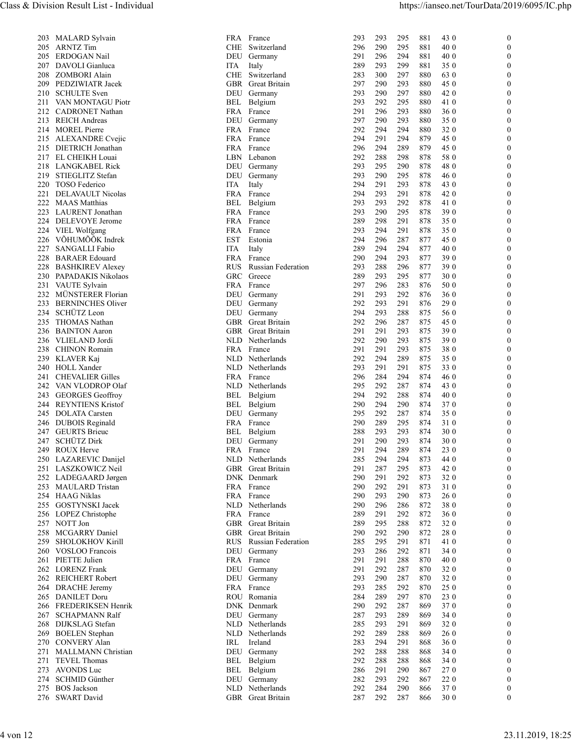| Rank | Name | | Country | 1 | 2 | 3 | Total | | |
|---|---|---|---|---|---|---|---|---|---|
| 203 | MALARD Sylvain | FRA | France | 293 | 293 | 295 | 881 | 43 0 | 0 |
| 205 | ARNTZ Tim | CHE | Switzerland | 296 | 290 | 295 | 881 | 40 0 | 0 |
| 205 | ERDOGAN Nail | DEU | Germany | 291 | 296 | 294 | 881 | 40 0 | 0 |
| 207 | DAVOLI Gianluca | ITA | Italy | 289 | 293 | 299 | 881 | 35 0 | 0 |
| 208 | ZOMBORI Alain | CHE | Switzerland | 283 | 300 | 297 | 880 | 63 0 | 0 |
| 209 | PEDZIWIATR Jacek | GBR | Great Britain | 297 | 290 | 293 | 880 | 45 0 | 0 |
| 210 | SCHULTE Sven | DEU | Germany | 293 | 290 | 297 | 880 | 42 0 | 0 |
| 211 | VAN MONTAGU Piotr | BEL | Belgium | 293 | 292 | 295 | 880 | 41 0 | 0 |
| 212 | CADRONET Nathan | FRA | France | 291 | 296 | 293 | 880 | 36 0 | 0 |
| 213 | REICH Andreas | DEU | Germany | 297 | 290 | 293 | 880 | 35 0 | 0 |
| 214 | MOREL Pierre | FRA | France | 292 | 294 | 294 | 880 | 32 0 | 0 |
| 215 | ALEXANDRE Cvejic | FRA | France | 294 | 291 | 294 | 879 | 45 0 | 0 |
| 215 | DIETRICH Jonathan | FRA | France | 296 | 294 | 289 | 879 | 45 0 | 0 |
| 217 | EL CHEIKH Louai | LBN | Lebanon | 292 | 288 | 298 | 878 | 58 0 | 0 |
| 218 | LANGKABEL Rick | DEU | Germany | 293 | 295 | 290 | 878 | 48 0 | 0 |
| 219 | STIEGLITZ Stefan | DEU | Germany | 293 | 290 | 295 | 878 | 46 0 | 0 |
| 220 | TOSO Federico | ITA | Italy | 294 | 291 | 293 | 878 | 43 0 | 0 |
| 221 | DELAVAULT Nicolas | FRA | France | 294 | 293 | 291 | 878 | 42 0 | 0 |
| 222 | MAAS Matthias | BEL | Belgium | 293 | 293 | 292 | 878 | 41 0 | 0 |
| 223 | LAURENT Jonathan | FRA | France | 293 | 290 | 295 | 878 | 39 0 | 0 |
| 224 | DELEVOYE Jerome | FRA | France | 289 | 298 | 291 | 878 | 35 0 | 0 |
| 224 | VIEL Wolfgang | FRA | France | 293 | 294 | 291 | 878 | 35 0 | 0 |
| 226 | VÕHUMÕÕK Indrek | EST | Estonia | 294 | 296 | 287 | 877 | 45 0 | 0 |
| 227 | SANGALLI Fabio | ITA | Italy | 289 | 294 | 294 | 877 | 40 0 | 0 |
| 228 | BARAER Edouard | FRA | France | 290 | 294 | 293 | 877 | 39 0 | 0 |
| 228 | BASHKIREV Alexey | RUS | Russian Federation | 293 | 288 | 296 | 877 | 39 0 | 0 |
| 230 | PAPADAKIS Nikolaos | GRC | Greece | 289 | 293 | 295 | 877 | 30 0 | 0 |
| 231 | VAUTE Sylvain | FRA | France | 297 | 296 | 283 | 876 | 50 0 | 0 |
| 232 | MÜNSTERER Florian | DEU | Germany | 291 | 293 | 292 | 876 | 36 0 | 0 |
| 233 | BERNINCHES Oliver | DEU | Germany | 292 | 293 | 291 | 876 | 29 0 | 0 |
| 234 | SCHÜTZ Leon | DEU | Germany | 294 | 293 | 288 | 875 | 56 0 | 0 |
| 235 | THOMAS Nathan | GBR | Great Britain | 292 | 296 | 287 | 875 | 45 0 | 0 |
| 236 | BAINTON Aaron | GBR | Great Britain | 291 | 291 | 293 | 875 | 39 0 | 0 |
| 236 | VLIELAND Jordi | NLD | Netherlands | 292 | 290 | 293 | 875 | 39 0 | 0 |
| 238 | CHINON Romain | FRA | France | 291 | 291 | 293 | 875 | 38 0 | 0 |
| 239 | KLAVER Kaj | NLD | Netherlands | 292 | 294 | 289 | 875 | 35 0 | 0 |
| 240 | HOLL Xander | NLD | Netherlands | 293 | 291 | 291 | 875 | 33 0 | 0 |
| 241 | CHEVALIER Gilles | FRA | France | 296 | 284 | 294 | 874 | 46 0 | 0 |
| 242 | VAN VLODROP Olaf | NLD | Netherlands | 295 | 292 | 287 | 874 | 43 0 | 0 |
| 243 | GEORGES Geoffroy | BEL | Belgium | 294 | 292 | 288 | 874 | 40 0 | 0 |
| 244 | REYNTIENS Kristof | BEL | Belgium | 290 | 294 | 290 | 874 | 37 0 | 0 |
| 245 | DOLATA Carsten | DEU | Germany | 295 | 292 | 287 | 874 | 35 0 | 0 |
| 246 | DUBOIS Reginald | FRA | France | 290 | 289 | 295 | 874 | 31 0 | 0 |
| 247 | GEURTS Brieuc | BEL | Belgium | 288 | 293 | 293 | 874 | 30 0 | 0 |
| 247 | SCHÜTZ Dirk | DEU | Germany | 291 | 290 | 293 | 874 | 30 0 | 0 |
| 249 | ROUX Herve | FRA | France | 291 | 294 | 289 | 874 | 23 0 | 0 |
| 250 | LAZAREVIC Danijel | NLD | Netherlands | 285 | 294 | 294 | 873 | 44 0 | 0 |
| 251 | LASZKOWICZ Neil | GBR | Great Britain | 291 | 287 | 295 | 873 | 42 0 | 0 |
| 252 | LADEGAARD Jørgen | DNK | Denmark | 290 | 291 | 292 | 873 | 32 0 | 0 |
| 253 | MAULARD Tristan | FRA | France | 290 | 292 | 291 | 873 | 31 0 | 0 |
| 254 | HAAG Niklas | FRA | France | 290 | 293 | 290 | 873 | 26 0 | 0 |
| 255 | GOSTYNSKI Jacek | NLD | Netherlands | 290 | 296 | 286 | 872 | 38 0 | 0 |
| 256 | LOPEZ Christophe | FRA | France | 289 | 291 | 292 | 872 | 36 0 | 0 |
| 257 | NOTT Jon | GBR | Great Britain | 289 | 295 | 288 | 872 | 32 0 | 0 |
| 258 | MCGARRY Daniel | GBR | Great Britain | 290 | 292 | 290 | 872 | 28 0 | 0 |
| 259 | SHOLOKHOV Kirill | RUS | Russian Federation | 285 | 295 | 291 | 871 | 41 0 | 0 |
| 260 | VOSLOO Francois | DEU | Germany | 293 | 286 | 292 | 871 | 34 0 | 0 |
| 261 | PIETTE Julien | FRA | France | 291 | 291 | 288 | 870 | 40 0 | 0 |
| 262 | LORENZ Frank | DEU | Germany | 291 | 292 | 287 | 870 | 32 0 | 0 |
| 262 | REICHERT Robert | DEU | Germany | 293 | 290 | 287 | 870 | 32 0 | 0 |
| 264 | DRACHE Jeremy | FRA | France | 293 | 285 | 292 | 870 | 25 0 | 0 |
| 265 | DANILET Doru | ROU | Romania | 284 | 289 | 297 | 870 | 23 0 | 0 |
| 266 | FREDERIKSEN Henrik | DNK | Denmark | 290 | 292 | 287 | 869 | 37 0 | 0 |
| 267 | SCHAPMANN Ralf | DEU | Germany | 287 | 293 | 289 | 869 | 34 0 | 0 |
| 268 | DIJKSLAG Stefan | NLD | Netherlands | 285 | 293 | 291 | 869 | 32 0 | 0 |
| 269 | BOELEN Stephan | NLD | Netherlands | 292 | 289 | 288 | 869 | 26 0 | 0 |
| 270 | CONVERY Alan | IRL | Ireland | 283 | 294 | 291 | 868 | 36 0 | 0 |
| 271 | MALLMANN Christian | DEU | Germany | 292 | 288 | 288 | 868 | 34 0 | 0 |
| 271 | TEVEL Thomas | BEL | Belgium | 292 | 288 | 288 | 868 | 34 0 | 0 |
| 273 | AVONDS Luc | BEL | Belgium | 286 | 291 | 290 | 867 | 27 0 | 0 |
| 274 | SCHMID Günther | DEU | Germany | 282 | 293 | 292 | 867 | 22 0 | 0 |
| 275 | BOS Jackson | NLD | Netherlands | 292 | 284 | 290 | 866 | 37 0 | 0 |
| 276 | SWART David | GBR | Great Britain | 287 | 292 | 287 | 866 | 30 0 | 0 |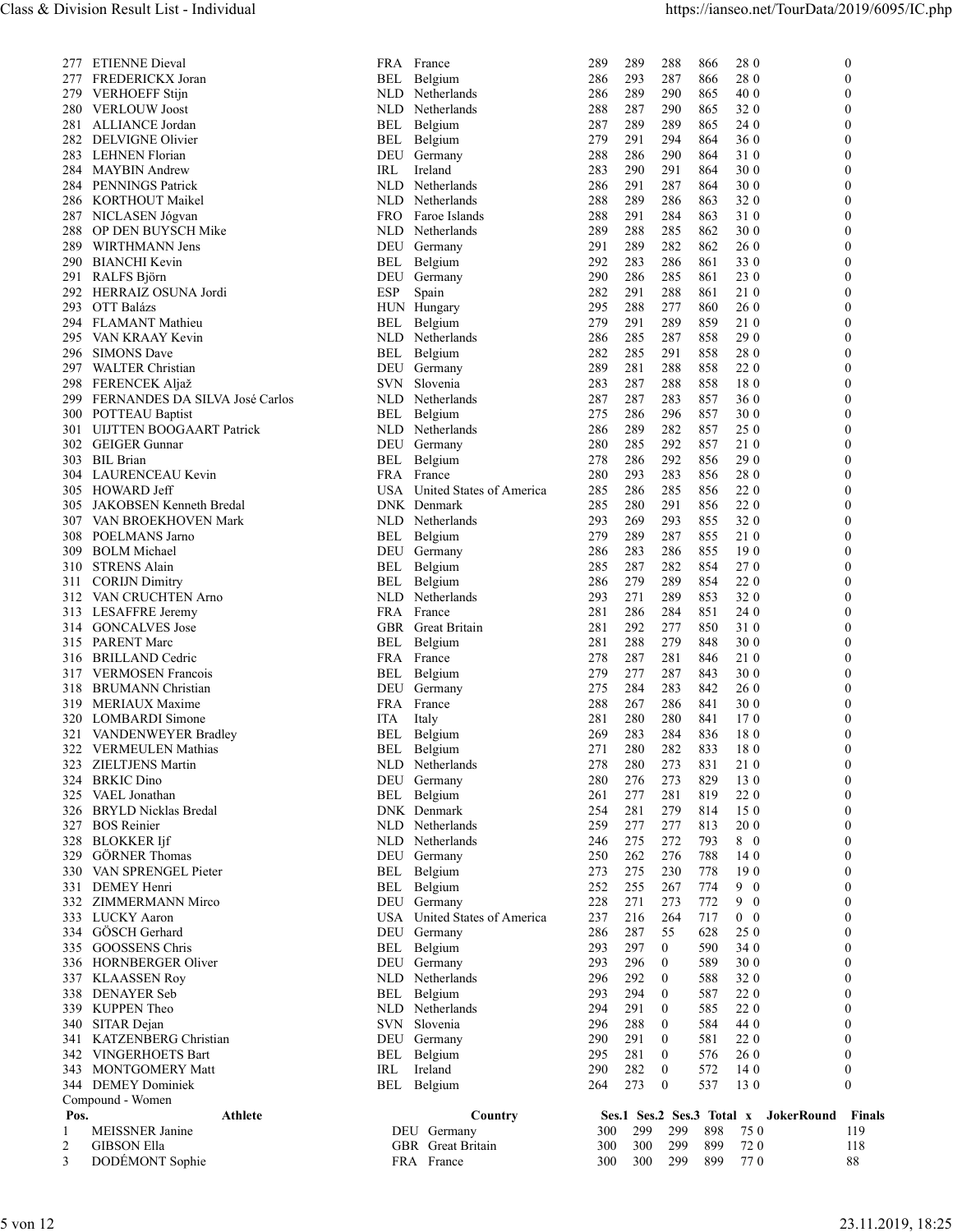| Pos. | Athlete | Country | | Ses.1 | Ses.2 | Ses.3 | Total | x | JokerRound | Finals |
|---|---|---|---|---|---|---|---|---|---|---|
| 277 | ETIENNE Dieval | FRA | France | 289 | 289 | 288 | 866 | 28 0 | | 0 |
| 277 | FREDERICKX Joran | BEL | Belgium | 286 | 293 | 287 | 866 | 28 0 | | 0 |
| 279 | VERHOEFF Stijn | NLD | Netherlands | 286 | 289 | 290 | 865 | 40 0 | | 0 |
| 280 | VERLOUW Joost | NLD | Netherlands | 288 | 287 | 290 | 865 | 32 0 | | 0 |
| 281 | ALLIANCE Jordan | BEL | Belgium | 287 | 289 | 289 | 865 | 24 0 | | 0 |
| 282 | DELVIGNE Olivier | BEL | Belgium | 279 | 291 | 294 | 864 | 36 0 | | 0 |
| 283 | LEHNEN Florian | DEU | Germany | 288 | 286 | 290 | 864 | 31 0 | | 0 |
| 284 | MAYBIN Andrew | IRL | Ireland | 283 | 290 | 291 | 864 | 30 0 | | 0 |
| 284 | PENNINGS Patrick | NLD | Netherlands | 286 | 291 | 287 | 864 | 30 0 | | 0 |
| 286 | KORTHOUT Maikel | NLD | Netherlands | 288 | 289 | 286 | 863 | 32 0 | | 0 |
| 287 | NICLASEN Jógvan | FRO | Faroe Islands | 288 | 291 | 284 | 863 | 31 0 | | 0 |
| 288 | OP DEN BUYSCH Mike | NLD | Netherlands | 289 | 288 | 285 | 862 | 30 0 | | 0 |
| 289 | WIRTHMANN Jens | DEU | Germany | 291 | 289 | 282 | 862 | 26 0 | | 0 |
| 290 | BIANCHI Kevin | BEL | Belgium | 292 | 283 | 286 | 861 | 33 0 | | 0 |
| 291 | RALFS Björn | DEU | Germany | 290 | 286 | 285 | 861 | 23 0 | | 0 |
| 292 | HERRAIZ OSUNA Jordi | ESP | Spain | 282 | 291 | 288 | 861 | 21 0 | | 0 |
| 293 | OTT Balázs | HUN | Hungary | 295 | 288 | 277 | 860 | 26 0 | | 0 |
| 294 | FLAMANT Mathieu | BEL | Belgium | 279 | 291 | 289 | 859 | 21 0 | | 0 |
| 295 | VAN KRAAY Kevin | NLD | Netherlands | 286 | 285 | 287 | 858 | 29 0 | | 0 |
| 296 | SIMONS Dave | BEL | Belgium | 282 | 285 | 291 | 858 | 28 0 | | 0 |
| 297 | WALTER Christian | DEU | Germany | 289 | 281 | 288 | 858 | 22 0 | | 0 |
| 298 | FERENCEK Aljaž | SVN | Slovenia | 283 | 287 | 288 | 858 | 18 0 | | 0 |
| 299 | FERNANDES DA SILVA José Carlos | NLD | Netherlands | 287 | 287 | 283 | 857 | 36 0 | | 0 |
| 300 | POTTEAU Baptist | BEL | Belgium | 275 | 286 | 296 | 857 | 30 0 | | 0 |
| 301 | UIJTTEN BOOGAART Patrick | NLD | Netherlands | 286 | 289 | 282 | 857 | 25 0 | | 0 |
| 302 | GEIGER Gunnar | DEU | Germany | 280 | 285 | 292 | 857 | 21 0 | | 0 |
| 303 | BIL Brian | BEL | Belgium | 278 | 286 | 292 | 856 | 29 0 | | 0 |
| 304 | LAURENCEAU Kevin | FRA | France | 280 | 293 | 283 | 856 | 28 0 | | 0 |
| 305 | HOWARD Jeff | USA | United States of America | 285 | 286 | 285 | 856 | 22 0 | | 0 |
| 305 | JAKOBSEN Kenneth Bredal | DNK | Denmark | 285 | 280 | 291 | 856 | 22 0 | | 0 |
| 307 | VAN BROEKHOVEN Mark | NLD | Netherlands | 293 | 269 | 293 | 855 | 32 0 | | 0 |
| 308 | POELMANS Jarno | BEL | Belgium | 279 | 289 | 287 | 855 | 21 0 | | 0 |
| 309 | BOLM Michael | DEU | Germany | 286 | 283 | 286 | 855 | 19 0 | | 0 |
| 310 | STRENS Alain | BEL | Belgium | 285 | 287 | 282 | 854 | 27 0 | | 0 |
| 311 | CORIJN Dimitry | BEL | Belgium | 286 | 279 | 289 | 854 | 22 0 | | 0 |
| 312 | VAN CRUCHTEN Arno | NLD | Netherlands | 293 | 271 | 289 | 853 | 32 0 | | 0 |
| 313 | LESAFFRE Jeremy | FRA | France | 281 | 286 | 284 | 851 | 24 0 | | 0 |
| 314 | GONCALVES Jose | GBR | Great Britain | 281 | 292 | 277 | 850 | 31 0 | | 0 |
| 315 | PARENT Marc | BEL | Belgium | 281 | 288 | 279 | 848 | 30 0 | | 0 |
| 316 | BRILLAND Cedric | FRA | France | 278 | 287 | 281 | 846 | 21 0 | | 0 |
| 317 | VERMOSEN Francois | BEL | Belgium | 279 | 277 | 287 | 843 | 30 0 | | 0 |
| 318 | BRUMANN Christian | DEU | Germany | 275 | 284 | 283 | 842 | 26 0 | | 0 |
| 319 | MERIAUX Maxime | FRA | France | 288 | 267 | 286 | 841 | 30 0 | | 0 |
| 320 | LOMBARDI Simone | ITA | Italy | 281 | 280 | 280 | 841 | 17 0 | | 0 |
| 321 | VANDENWEYER Bradley | BEL | Belgium | 269 | 283 | 284 | 836 | 18 0 | | 0 |
| 322 | VERMEULEN Mathias | BEL | Belgium | 271 | 280 | 282 | 833 | 18 0 | | 0 |
| 323 | ZIELTJENS Martin | NLD | Netherlands | 278 | 280 | 273 | 831 | 21 0 | | 0 |
| 324 | BRKIC Dino | DEU | Germany | 280 | 276 | 273 | 829 | 13 0 | | 0 |
| 325 | VAEL Jonathan | BEL | Belgium | 261 | 277 | 281 | 819 | 22 0 | | 0 |
| 326 | BRYLD Nicklas Bredal | DNK | Denmark | 254 | 281 | 279 | 814 | 15 0 | | 0 |
| 327 | BOS Reinier | NLD | Netherlands | 259 | 277 | 277 | 813 | 20 0 | | 0 |
| 328 | BLOKKER Ijf | NLD | Netherlands | 246 | 275 | 272 | 793 | 8 0 | | 0 |
| 329 | GÖRNER Thomas | DEU | Germany | 250 | 262 | 276 | 788 | 14 0 | | 0 |
| 330 | VAN SPRENGEL Pieter | BEL | Belgium | 273 | 275 | 230 | 778 | 19 0 | | 0 |
| 331 | DEMEY Henri | BEL | Belgium | 252 | 255 | 267 | 774 | 9 0 | | 0 |
| 332 | ZIMMERMANN Mirco | DEU | Germany | 228 | 271 | 273 | 772 | 9 0 | | 0 |
| 333 | LUCKY Aaron | USA | United States of America | 237 | 216 | 264 | 717 | 0 0 | | 0 |
| 334 | GÖSCH Gerhard | DEU | Germany | 286 | 287 | 55 | 628 | 25 0 | | 0 |
| 335 | GOOSSENS Chris | BEL | Belgium | 293 | 297 | 0 | 590 | 34 0 | | 0 |
| 336 | HORNBERGER Oliver | DEU | Germany | 293 | 296 | 0 | 589 | 30 0 | | 0 |
| 337 | KLAASSEN Roy | NLD | Netherlands | 296 | 292 | 0 | 588 | 32 0 | | 0 |
| 338 | DENAYER Seb | BEL | Belgium | 293 | 294 | 0 | 587 | 22 0 | | 0 |
| 339 | KUPPEN Theo | NLD | Netherlands | 294 | 291 | 0 | 585 | 22 0 | | 0 |
| 340 | SITAR Dejan | SVN | Slovenia | 296 | 288 | 0 | 584 | 44 0 | | 0 |
| 341 | KATZENBERG Christian | DEU | Germany | 290 | 291 | 0 | 581 | 22 0 | | 0 |
| 342 | VINGERHOETS Bart | BEL | Belgium | 295 | 281 | 0 | 576 | 26 0 | | 0 |
| 343 | MONTGOMERY Matt | IRL | Ireland | 290 | 282 | 0 | 572 | 14 0 | | 0 |
| 344 | DEMEY Dominiek | BEL | Belgium | 264 | 273 | 0 | 537 | 13 0 | | 0 |

Compound - Women

| Pos. | Athlete | Country | | Ses.1 | Ses.2 | Ses.3 | Total | x | JokerRound | Finals |
|---|---|---|---|---|---|---|---|---|---|---|
| 1 | MEISSNER Janine | DEU | Germany | 300 | 299 | 299 | 898 | 75 0 | | 119 |
| 2 | GIBSON Ella | GBR | Great Britain | 300 | 300 | 299 | 899 | 72 0 | | 118 |
| 3 | DODÉMONT Sophie | FRA | France | 300 | 300 | 299 | 899 | 77 0 | | 88 |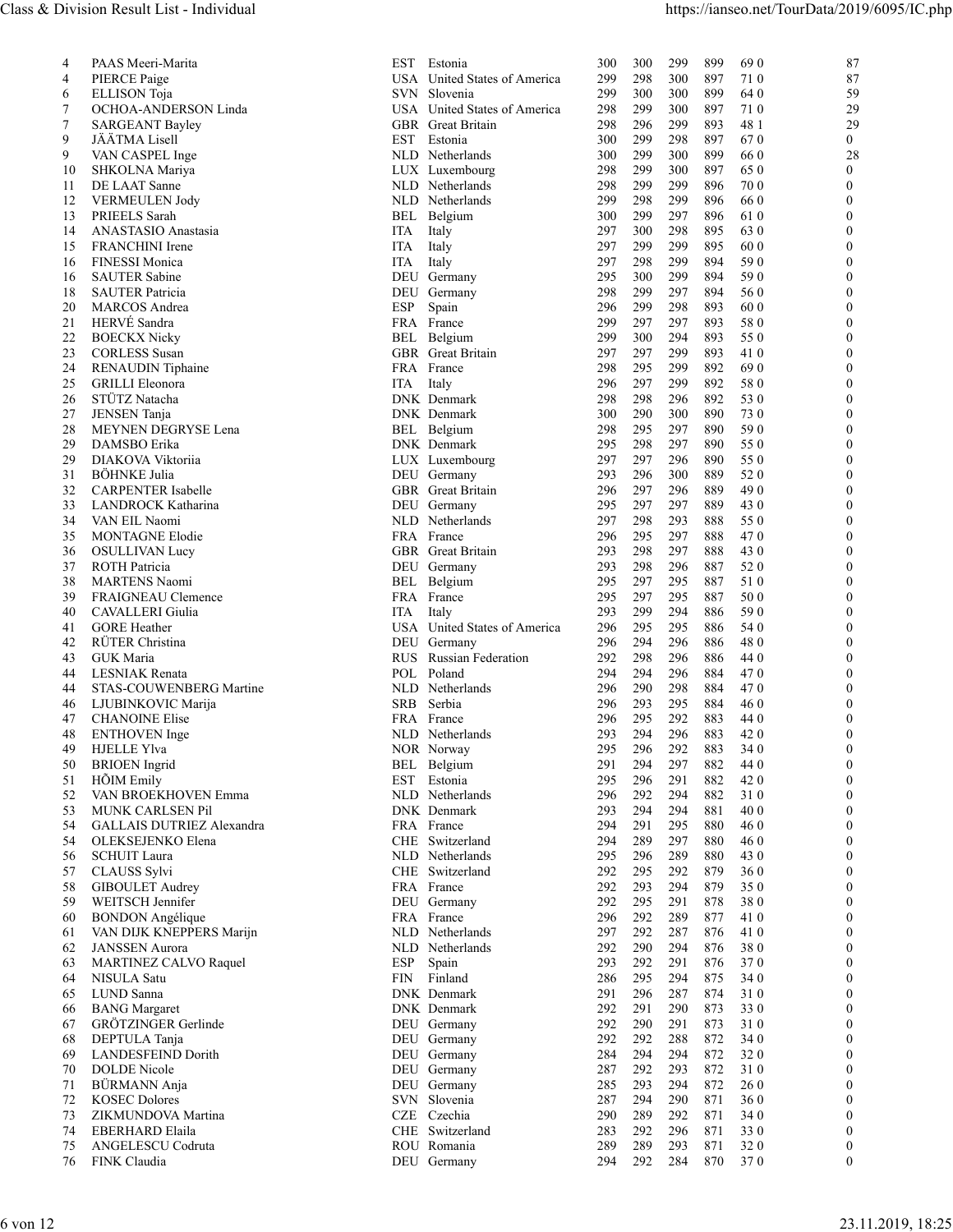| Rank | Name | Code | Country | 1 | 2 | 3 | Total | 10/X | Pts |
|---|---|---|---|---|---|---|---|---|---|
| 4 | PAAS Meeri-Marita | EST | Estonia | 300 | 300 | 299 | 899 | 69 0 | 87 |
| 4 | PIERCE Paige | USA | United States of America | 299 | 298 | 300 | 897 | 71 0 | 87 |
| 6 | ELLISON Toja | SVN | Slovenia | 299 | 300 | 300 | 899 | 64 0 | 59 |
| 7 | OCHOA-ANDERSON Linda | USA | United States of America | 298 | 299 | 300 | 897 | 71 0 | 29 |
| 7 | SARGEANT Bayley | GBR | Great Britain | 298 | 296 | 299 | 893 | 48 1 | 29 |
| 9 | JÄÄTMA Lisell | EST | Estonia | 300 | 299 | 298 | 897 | 67 0 | 0 |
| 9 | VAN CASPEL Inge | NLD | Netherlands | 300 | 299 | 300 | 899 | 66 0 | 28 |
| 10 | SHKOLNA Mariya | LUX | Luxembourg | 298 | 299 | 300 | 897 | 65 0 | 0 |
| 11 | DE LAAT Sanne | NLD | Netherlands | 298 | 299 | 299 | 896 | 70 0 | 0 |
| 12 | VERMEULEN Jody | NLD | Netherlands | 299 | 298 | 299 | 896 | 66 0 | 0 |
| 13 | PRIEELS Sarah | BEL | Belgium | 300 | 299 | 297 | 896 | 61 0 | 0 |
| 14 | ANASTASIO Anastasia | ITA | Italy | 297 | 300 | 298 | 895 | 63 0 | 0 |
| 15 | FRANCHINI Irene | ITA | Italy | 297 | 299 | 299 | 895 | 60 0 | 0 |
| 16 | FINESSI Monica | ITA | Italy | 297 | 298 | 299 | 894 | 59 0 | 0 |
| 16 | SAUTER Sabine | DEU | Germany | 295 | 300 | 299 | 894 | 59 0 | 0 |
| 18 | SAUTER Patricia | DEU | Germany | 298 | 299 | 297 | 894 | 56 0 | 0 |
| 20 | MARCOS Andrea | ESP | Spain | 296 | 299 | 298 | 893 | 60 0 | 0 |
| 21 | HERVÉ Sandra | FRA | France | 299 | 297 | 297 | 893 | 58 0 | 0 |
| 22 | BOECKX Nicky | BEL | Belgium | 299 | 300 | 294 | 893 | 55 0 | 0 |
| 23 | CORLESS Susan | GBR | Great Britain | 297 | 297 | 299 | 893 | 41 0 | 0 |
| 24 | RENAUDIN Tiphaine | FRA | France | 298 | 295 | 299 | 892 | 69 0 | 0 |
| 25 | GRILLI Eleonora | ITA | Italy | 296 | 297 | 299 | 892 | 58 0 | 0 |
| 26 | STÜTZ Natacha | DNK | Denmark | 298 | 298 | 296 | 892 | 53 0 | 0 |
| 27 | JENSEN Tanja | DNK | Denmark | 300 | 290 | 300 | 890 | 73 0 | 0 |
| 28 | MEYNEN DEGRYSE Lena | BEL | Belgium | 298 | 295 | 297 | 890 | 59 0 | 0 |
| 29 | DAMSBO Erika | DNK | Denmark | 295 | 298 | 297 | 890 | 55 0 | 0 |
| 29 | DIAKOVA Viktoriia | LUX | Luxembourg | 297 | 297 | 296 | 890 | 55 0 | 0 |
| 31 | BÖHNKE Julia | DEU | Germany | 293 | 296 | 300 | 889 | 52 0 | 0 |
| 32 | CARPENTER Isabelle | GBR | Great Britain | 296 | 297 | 296 | 889 | 49 0 | 0 |
| 33 | LANDROCK Katharina | DEU | Germany | 295 | 297 | 297 | 889 | 43 0 | 0 |
| 34 | VAN EIL Naomi | NLD | Netherlands | 297 | 298 | 293 | 888 | 55 0 | 0 |
| 35 | MONTAGNE Elodie | FRA | France | 296 | 295 | 297 | 888 | 47 0 | 0 |
| 36 | OSULLIVAN Lucy | GBR | Great Britain | 293 | 298 | 297 | 888 | 43 0 | 0 |
| 37 | ROTH Patricia | DEU | Germany | 293 | 298 | 296 | 887 | 52 0 | 0 |
| 38 | MARTENS Naomi | BEL | Belgium | 295 | 297 | 295 | 887 | 51 0 | 0 |
| 39 | FRAIGNEAU Clemence | FRA | France | 295 | 297 | 295 | 887 | 50 0 | 0 |
| 40 | CAVALLERI Giulia | ITA | Italy | 293 | 299 | 294 | 886 | 59 0 | 0 |
| 41 | GORE Heather | USA | United States of America | 296 | 295 | 295 | 886 | 54 0 | 0 |
| 42 | RÜTER Christina | DEU | Germany | 296 | 294 | 296 | 886 | 48 0 | 0 |
| 43 | GUK Maria | RUS | Russian Federation | 292 | 298 | 296 | 886 | 44 0 | 0 |
| 44 | LESNIAK Renata | POL | Poland | 294 | 294 | 296 | 884 | 47 0 | 0 |
| 44 | STAS-COUWENBERG Martine | NLD | Netherlands | 296 | 290 | 298 | 884 | 47 0 | 0 |
| 46 | LJUBINKOVIC Marija | SRB | Serbia | 296 | 293 | 295 | 884 | 46 0 | 0 |
| 47 | CHANOINE Elise | FRA | France | 296 | 295 | 292 | 883 | 44 0 | 0 |
| 48 | ENTHOVEN Inge | NLD | Netherlands | 293 | 294 | 296 | 883 | 42 0 | 0 |
| 49 | HJELLE Ylva | NOR | Norway | 295 | 296 | 292 | 883 | 34 0 | 0 |
| 50 | BRIOEN Ingrid | BEL | Belgium | 291 | 294 | 297 | 882 | 44 0 | 0 |
| 51 | HÕIM Emily | EST | Estonia | 295 | 296 | 291 | 882 | 42 0 | 0 |
| 52 | VAN BROEKHOVEN Emma | NLD | Netherlands | 296 | 292 | 294 | 882 | 31 0 | 0 |
| 53 | MUNK CARLSEN Pil | DNK | Denmark | 293 | 294 | 294 | 881 | 40 0 | 0 |
| 54 | GALLAIS DUTRIEZ Alexandra | FRA | France | 294 | 291 | 295 | 880 | 46 0 | 0 |
| 54 | OLEKSEJENKO Elena | CHE | Switzerland | 294 | 289 | 297 | 880 | 46 0 | 0 |
| 56 | SCHUIT Laura | NLD | Netherlands | 295 | 296 | 289 | 880 | 43 0 | 0 |
| 57 | CLAUSS Sylvi | CHE | Switzerland | 292 | 295 | 292 | 879 | 36 0 | 0 |
| 58 | GIBOULET Audrey | FRA | France | 292 | 293 | 294 | 879 | 35 0 | 0 |
| 59 | WEITSCH Jennifer | DEU | Germany | 292 | 295 | 291 | 878 | 38 0 | 0 |
| 60 | BONDON Angélique | FRA | France | 296 | 292 | 289 | 877 | 41 0 | 0 |
| 61 | VAN DIJK KNEPPERS Marijn | NLD | Netherlands | 297 | 292 | 287 | 876 | 41 0 | 0 |
| 62 | JANSSEN Aurora | NLD | Netherlands | 292 | 290 | 294 | 876 | 38 0 | 0 |
| 63 | MARTINEZ CALVO Raquel | ESP | Spain | 293 | 292 | 291 | 876 | 37 0 | 0 |
| 64 | NISULA Satu | FIN | Finland | 286 | 295 | 294 | 875 | 34 0 | 0 |
| 65 | LUND Sanna | DNK | Denmark | 291 | 296 | 287 | 874 | 31 0 | 0 |
| 66 | BANG Margaret | DNK | Denmark | 292 | 291 | 290 | 873 | 33 0 | 0 |
| 67 | GRÖTZINGER Gerlinde | DEU | Germany | 292 | 290 | 291 | 873 | 31 0 | 0 |
| 68 | DEPTULA Tanja | DEU | Germany | 292 | 292 | 288 | 872 | 34 0 | 0 |
| 69 | LANDESFEIND Dorith | DEU | Germany | 284 | 294 | 294 | 872 | 32 0 | 0 |
| 70 | DOLDE Nicole | DEU | Germany | 287 | 292 | 293 | 872 | 31 0 | 0 |
| 71 | BÜRMANN Anja | DEU | Germany | 285 | 293 | 294 | 872 | 26 0 | 0 |
| 72 | KOSEC Dolores | SVN | Slovenia | 287 | 294 | 290 | 871 | 36 0 | 0 |
| 73 | ZIKMUNDOVA Martina | CZE | Czechia | 290 | 289 | 292 | 871 | 34 0 | 0 |
| 74 | EBERHARD Elaila | CHE | Switzerland | 283 | 292 | 296 | 871 | 33 0 | 0 |
| 75 | ANGELESCU Codruta | ROU | Romania | 289 | 289 | 293 | 871 | 32 0 | 0 |
| 76 | FINK Claudia | DEU | Germany | 294 | 292 | 284 | 870 | 37 0 | 0 |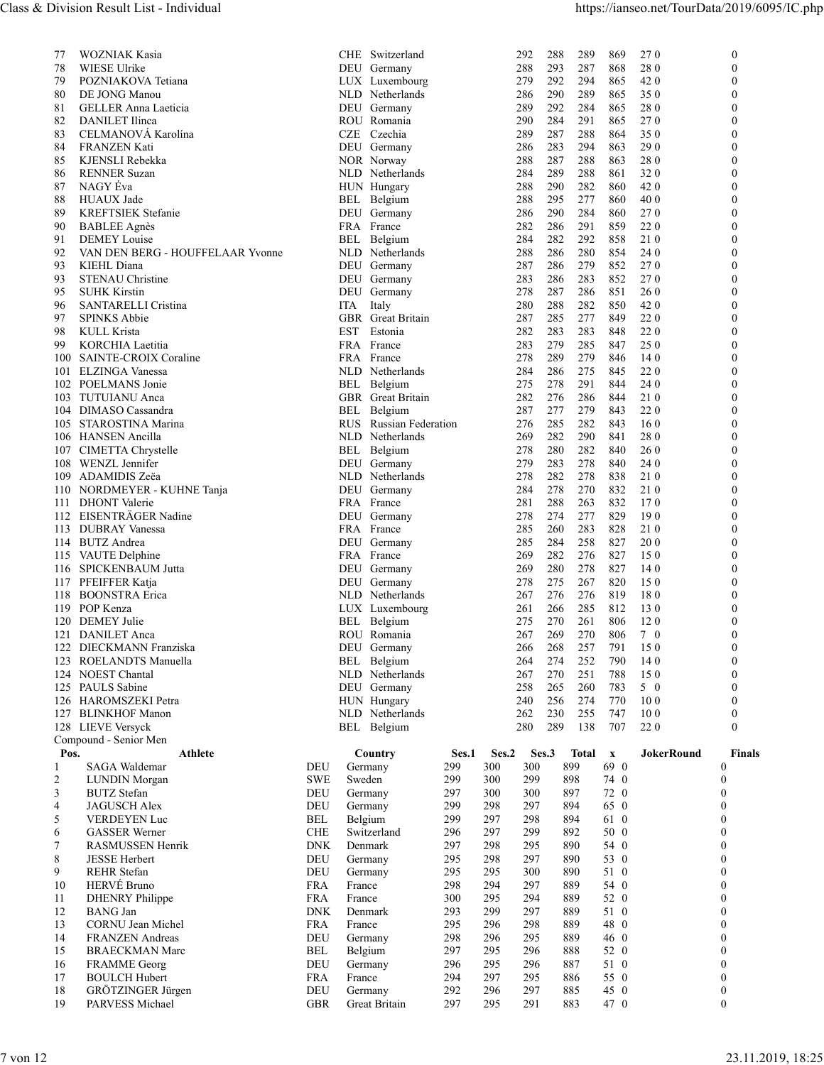| Pos. | Athlete | | Country | Ses.1 | Ses.2 | Ses.3 | Total | x | JokerRound | Finals |
|---|---|---|---|---|---|---|---|---|---|---|
| 77 | WOZNIAK Kasia | CHE | Switzerland | 292 | 288 | 289 | 869 | 27 0 | | 0 |
| 78 | WIESE Ulrike | DEU | Germany | 288 | 293 | 287 | 868 | 28 0 | | 0 |
| 79 | POZNIAKOVA Tetiana | LUX | Luxembourg | 279 | 292 | 294 | 865 | 42 0 | | 0 |
| 80 | DE JONG Manou | NLD | Netherlands | 286 | 290 | 289 | 865 | 35 0 | | 0 |
| 81 | GELLER Anna Laeticia | DEU | Germany | 289 | 292 | 284 | 865 | 28 0 | | 0 |
| 82 | DANILET Ilinca | ROU | Romania | 290 | 284 | 291 | 865 | 27 0 | | 0 |
| 83 | CELMANOVÁ Karolína | CZE | Czechia | 289 | 287 | 288 | 864 | 35 0 | | 0 |
| 84 | FRANZEN Kati | DEU | Germany | 286 | 283 | 294 | 863 | 29 0 | | 0 |
| 85 | KJENSLI Rebekka | NOR | Norway | 288 | 287 | 288 | 863 | 28 0 | | 0 |
| 86 | RENNER Suzan | NLD | Netherlands | 284 | 289 | 288 | 861 | 32 0 | | 0 |
| 87 | NAGY Éva | HUN | Hungary | 288 | 290 | 282 | 860 | 42 0 | | 0 |
| 88 | HUAUX Jade | BEL | Belgium | 288 | 295 | 277 | 860 | 40 0 | | 0 |
| 89 | KREFTSIEK Stefanie | DEU | Germany | 286 | 290 | 284 | 860 | 27 0 | | 0 |
| 90 | BABLEE Agnès | FRA | France | 282 | 286 | 291 | 859 | 22 0 | | 0 |
| 91 | DEMEY Louise | BEL | Belgium | 284 | 282 | 292 | 858 | 21 0 | | 0 |
| 92 | VAN DEN BERG - HOUFFELAAR Yvonne | NLD | Netherlands | 288 | 286 | 280 | 854 | 24 0 | | 0 |
| 93 | KIEHL Diana | DEU | Germany | 287 | 286 | 279 | 852 | 27 0 | | 0 |
| 93 | STENAU Christine | DEU | Germany | 283 | 286 | 283 | 852 | 27 0 | | 0 |
| 95 | SUHK Kirstin | DEU | Germany | 278 | 287 | 286 | 851 | 26 0 | | 0 |
| 96 | SANTARELLI Cristina | ITA | Italy | 280 | 288 | 282 | 850 | 42 0 | | 0 |
| 97 | SPINKS Abbie | GBR | Great Britain | 287 | 285 | 277 | 849 | 22 0 | | 0 |
| 98 | KULL Krista | EST | Estonia | 282 | 283 | 283 | 848 | 22 0 | | 0 |
| 99 | KORCHIA Laetitia | FRA | France | 283 | 279 | 285 | 847 | 25 0 | | 0 |
| 100 | SAINTE-CROIX Coraline | FRA | France | 278 | 289 | 279 | 846 | 14 0 | | 0 |
| 101 | ELZINGA Vanessa | NLD | Netherlands | 284 | 286 | 275 | 845 | 22 0 | | 0 |
| 102 | POELMANS Jonie | BEL | Belgium | 275 | 278 | 291 | 844 | 24 0 | | 0 |
| 103 | TUTUIANU Anca | GBR | Great Britain | 282 | 276 | 286 | 844 | 21 0 | | 0 |
| 104 | DIMASO Cassandra | BEL | Belgium | 287 | 277 | 279 | 843 | 22 0 | | 0 |
| 105 | STAROSTINA Marina | RUS | Russian Federation | 276 | 285 | 282 | 843 | 16 0 | | 0 |
| 106 | HANSEN Ancilla | NLD | Netherlands | 269 | 282 | 290 | 841 | 28 0 | | 0 |
| 107 | CIMETTA Chrystelle | BEL | Belgium | 278 | 280 | 282 | 840 | 26 0 | | 0 |
| 108 | WENZL Jennifer | DEU | Germany | 279 | 283 | 278 | 840 | 24 0 | | 0 |
| 109 | ADAMIDIS Zeëa | NLD | Netherlands | 278 | 282 | 278 | 838 | 21 0 | | 0 |
| 110 | NORDMEYER - KUHNE Tanja | DEU | Germany | 284 | 278 | 270 | 832 | 21 0 | | 0 |
| 111 | DHONT Valerie | FRA | France | 281 | 288 | 263 | 832 | 17 0 | | 0 |
| 112 | EISENTRÄGER Nadine | DEU | Germany | 278 | 274 | 277 | 829 | 19 0 | | 0 |
| 113 | DUBRAY Vanessa | FRA | France | 285 | 260 | 283 | 828 | 21 0 | | 0 |
| 114 | BUTZ Andrea | DEU | Germany | 285 | 284 | 258 | 827 | 20 0 | | 0 |
| 115 | VAUTE Delphine | FRA | France | 269 | 282 | 276 | 827 | 15 0 | | 0 |
| 116 | SPICKENBAUM Jutta | DEU | Germany | 269 | 280 | 278 | 827 | 14 0 | | 0 |
| 117 | PFEIFFER Katja | DEU | Germany | 278 | 275 | 267 | 820 | 15 0 | | 0 |
| 118 | BOONSTRA Erica | NLD | Netherlands | 267 | 276 | 276 | 819 | 18 0 | | 0 |
| 119 | POP Kenza | LUX | Luxembourg | 261 | 266 | 285 | 812 | 13 0 | | 0 |
| 120 | DEMEY Julie | BEL | Belgium | 275 | 270 | 261 | 806 | 12 0 | | 0 |
| 121 | DANILET Anca | ROU | Romania | 267 | 269 | 270 | 806 | 7 0 | | 0 |
| 122 | DIECKMANN Franziska | DEU | Germany | 266 | 268 | 257 | 791 | 15 0 | | 0 |
| 123 | ROELANDTS Manuella | BEL | Belgium | 264 | 274 | 252 | 790 | 14 0 | | 0 |
| 124 | NOEST Chantal | NLD | Netherlands | 267 | 270 | 251 | 788 | 15 0 | | 0 |
| 125 | PAULS Sabine | DEU | Germany | 258 | 265 | 260 | 783 | 5 0 | | 0 |
| 126 | HAROMSZEKI Petra | HUN | Hungary | 240 | 256 | 274 | 770 | 10 0 | | 0 |
| 127 | BLINKHOF Manon | NLD | Netherlands | 262 | 230 | 255 | 747 | 10 0 | | 0 |
| 128 | LIEVE Versyck | BEL | Belgium | 280 | 289 | 138 | 707 | 22 0 | | 0 |

Compound - Senior Men

| Pos. | Athlete | | Country | Ses.1 | Ses.2 | Ses.3 | Total | x | JokerRound | Finals |
|---|---|---|---|---|---|---|---|---|---|---|
| 1 | SAGA Waldemar | DEU | Germany | 299 | 300 | 300 | 899 | 69 0 | | 0 |
| 2 | LUNDIN Morgan | SWE | Sweden | 299 | 300 | 299 | 898 | 74 0 | | 0 |
| 3 | BUTZ Stefan | DEU | Germany | 297 | 300 | 300 | 897 | 72 0 | | 0 |
| 4 | JAGUSCH Alex | DEU | Germany | 299 | 298 | 297 | 894 | 65 0 | | 0 |
| 5 | VERDEYEN Luc | BEL | Belgium | 299 | 297 | 298 | 894 | 61 0 | | 0 |
| 6 | GASSER Werner | CHE | Switzerland | 296 | 297 | 299 | 892 | 50 0 | | 0 |
| 7 | RASMUSSEN Henrik | DNK | Denmark | 297 | 298 | 295 | 890 | 54 0 | | 0 |
| 8 | JESSE Herbert | DEU | Germany | 295 | 298 | 297 | 890 | 53 0 | | 0 |
| 9 | REHR Stefan | DEU | Germany | 295 | 295 | 300 | 890 | 51 0 | | 0 |
| 10 | HERVÉ Bruno | FRA | France | 298 | 294 | 297 | 889 | 54 0 | | 0 |
| 11 | DHENRY Philippe | FRA | France | 300 | 295 | 294 | 889 | 52 0 | | 0 |
| 12 | BANG Jan | DNK | Denmark | 293 | 299 | 297 | 889 | 51 0 | | 0 |
| 13 | CORNU Jean Michel | FRA | France | 295 | 296 | 298 | 889 | 48 0 | | 0 |
| 14 | FRANZEN Andreas | DEU | Germany | 298 | 296 | 295 | 889 | 46 0 | | 0 |
| 15 | BRAECKMAN Marc | BEL | Belgium | 297 | 295 | 296 | 888 | 52 0 | | 0 |
| 16 | FRAMME Georg | DEU | Germany | 296 | 295 | 296 | 887 | 51 0 | | 0 |
| 17 | BOULCH Hubert | FRA | France | 294 | 297 | 295 | 886 | 55 0 | | 0 |
| 18 | GRÖTZINGER Jürgen | DEU | Germany | 292 | 296 | 297 | 885 | 45 0 | | 0 |
| 19 | PARVESS Michael | GBR | Great Britain | 297 | 295 | 291 | 883 | 47 0 | | 0 |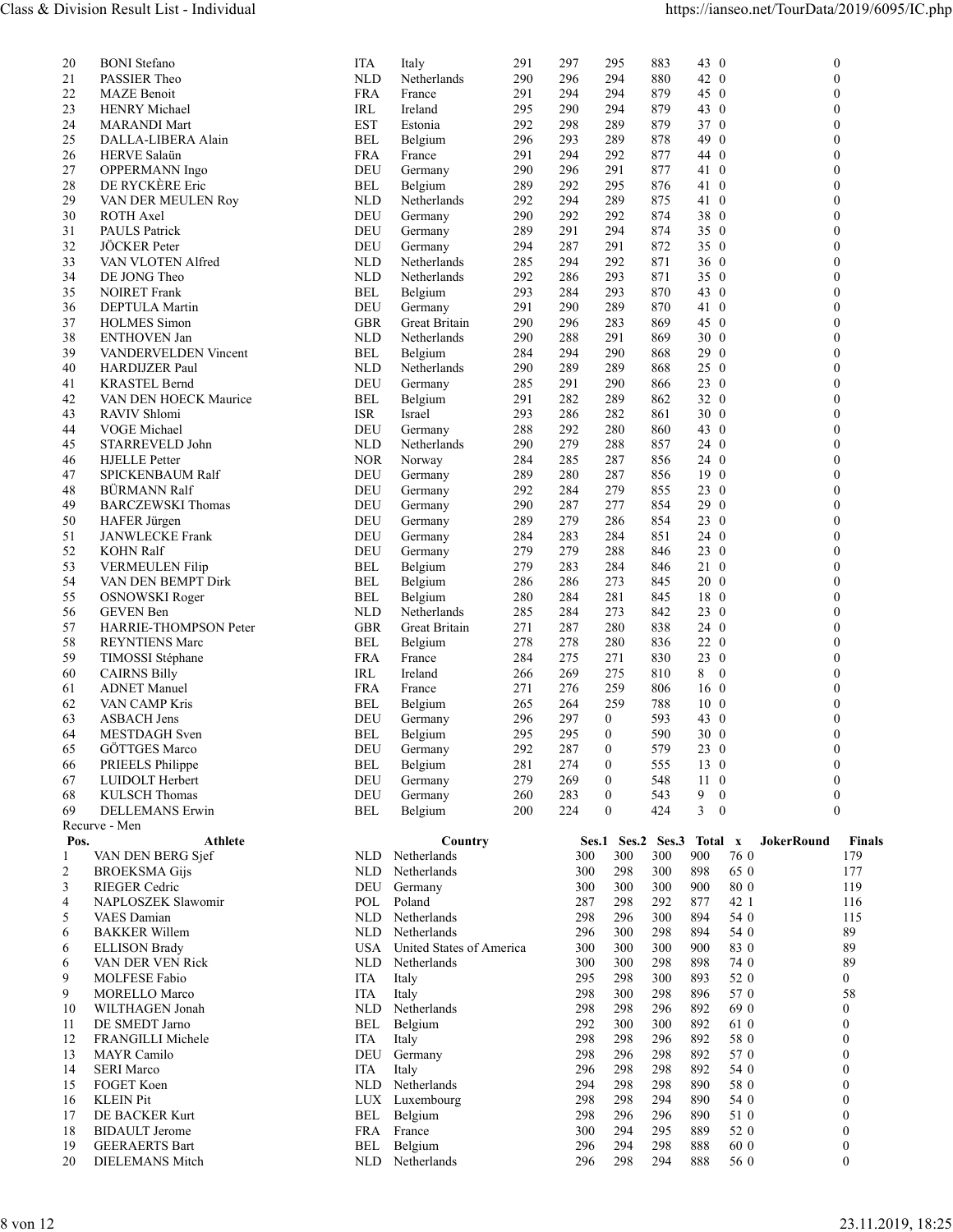| Pos. | Athlete | | Country | Ses.1 | Ses.2 | Ses.3 | Total | x | | JokerRound | Finals |
|---|---|---|---|---|---|---|---|---|---|---|---|
| 20 | BONI Stefano | ITA | Italy | 291 | 297 | 295 | 883 | 43 | 0 | | 0 |
| 21 | PASSIER Theo | NLD | Netherlands | 290 | 296 | 294 | 880 | 42 | 0 | | 0 |
| 22 | MAZE Benoit | FRA | France | 291 | 294 | 294 | 879 | 45 | 0 | | 0 |
| 23 | HENRY Michael | IRL | Ireland | 295 | 290 | 294 | 879 | 43 | 0 | | 0 |
| 24 | MARANDI Mart | EST | Estonia | 292 | 298 | 289 | 879 | 37 | 0 | | 0 |
| 25 | DALLA-LIBERA Alain | BEL | Belgium | 296 | 293 | 289 | 878 | 49 | 0 | | 0 |
| 26 | HERVE Salaün | FRA | France | 291 | 294 | 292 | 877 | 44 | 0 | | 0 |
| 27 | OPPERMANN Ingo | DEU | Germany | 290 | 296 | 291 | 877 | 41 | 0 | | 0 |
| 28 | DE RYCKÈRE Eric | BEL | Belgium | 289 | 292 | 295 | 876 | 41 | 0 | | 0 |
| 29 | VAN DER MEULEN Roy | NLD | Netherlands | 292 | 294 | 289 | 875 | 41 | 0 | | 0 |
| 30 | ROTH Axel | DEU | Germany | 290 | 292 | 292 | 874 | 38 | 0 | | 0 |
| 31 | PAULS Patrick | DEU | Germany | 289 | 291 | 294 | 874 | 35 | 0 | | 0 |
| 32 | JÖCKER Peter | DEU | Germany | 294 | 287 | 291 | 872 | 35 | 0 | | 0 |
| 33 | VAN VLOTEN Alfred | NLD | Netherlands | 285 | 294 | 292 | 871 | 36 | 0 | | 0 |
| 34 | DE JONG Theo | NLD | Netherlands | 292 | 286 | 293 | 871 | 35 | 0 | | 0 |
| 35 | NOIRET Frank | BEL | Belgium | 293 | 284 | 293 | 870 | 43 | 0 | | 0 |
| 36 | DEPTULA Martin | DEU | Germany | 291 | 290 | 289 | 870 | 41 | 0 | | 0 |
| 37 | HOLMES Simon | GBR | Great Britain | 290 | 296 | 283 | 869 | 45 | 0 | | 0 |
| 38 | ENTHOVEN Jan | NLD | Netherlands | 290 | 288 | 291 | 869 | 30 | 0 | | 0 |
| 39 | VANDERVELDEN Vincent | BEL | Belgium | 284 | 294 | 290 | 868 | 29 | 0 | | 0 |
| 40 | HARDIJZER Paul | NLD | Netherlands | 290 | 289 | 289 | 868 | 25 | 0 | | 0 |
| 41 | KRASTEL Bernd | DEU | Germany | 285 | 291 | 290 | 866 | 23 | 0 | | 0 |
| 42 | VAN DEN HOECK Maurice | BEL | Belgium | 291 | 282 | 289 | 862 | 32 | 0 | | 0 |
| 43 | RAVIV Shlomi | ISR | Israel | 293 | 286 | 282 | 861 | 30 | 0 | | 0 |
| 44 | VOGE Michael | DEU | Germany | 288 | 292 | 280 | 860 | 43 | 0 | | 0 |
| 45 | STARREVELD John | NLD | Netherlands | 290 | 279 | 288 | 857 | 24 | 0 | | 0 |
| 46 | HJELLE Petter | NOR | Norway | 284 | 285 | 287 | 856 | 24 | 0 | | 0 |
| 47 | SPICKENBAUM Ralf | DEU | Germany | 289 | 280 | 287 | 856 | 19 | 0 | | 0 |
| 48 | BÜRMANN Ralf | DEU | Germany | 292 | 284 | 279 | 855 | 23 | 0 | | 0 |
| 49 | BARCZEWSKI Thomas | DEU | Germany | 290 | 287 | 277 | 854 | 29 | 0 | | 0 |
| 50 | HAFER Jürgen | DEU | Germany | 289 | 279 | 286 | 854 | 23 | 0 | | 0 |
| 51 | JANWLECKE Frank | DEU | Germany | 284 | 283 | 284 | 851 | 24 | 0 | | 0 |
| 52 | KOHN Ralf | DEU | Germany | 279 | 279 | 288 | 846 | 23 | 0 | | 0 |
| 53 | VERMEULEN Filip | BEL | Belgium | 279 | 283 | 284 | 846 | 21 | 0 | | 0 |
| 54 | VAN DEN BEMPT Dirk | BEL | Belgium | 286 | 286 | 273 | 845 | 20 | 0 | | 0 |
| 55 | OSNOWSKI Roger | BEL | Belgium | 280 | 284 | 281 | 845 | 18 | 0 | | 0 |
| 56 | GEVEN Ben | NLD | Netherlands | 285 | 284 | 273 | 842 | 23 | 0 | | 0 |
| 57 | HARRIE-THOMPSON Peter | GBR | Great Britain | 271 | 287 | 280 | 838 | 24 | 0 | | 0 |
| 58 | REYNTIENS Marc | BEL | Belgium | 278 | 278 | 280 | 836 | 22 | 0 | | 0 |
| 59 | TIMOSSI Stéphane | FRA | France | 284 | 275 | 271 | 830 | 23 | 0 | | 0 |
| 60 | CAIRNS Billy | IRL | Ireland | 266 | 269 | 275 | 810 | 8 | 0 | | 0 |
| 61 | ADNET Manuel | FRA | France | 271 | 276 | 259 | 806 | 16 | 0 | | 0 |
| 62 | VAN CAMP Kris | BEL | Belgium | 265 | 264 | 259 | 788 | 10 | 0 | | 0 |
| 63 | ASBACH Jens | DEU | Germany | 296 | 297 | 0 | 593 | 43 | 0 | | 0 |
| 64 | MESTDAGH Sven | BEL | Belgium | 295 | 295 | 0 | 590 | 30 | 0 | | 0 |
| 65 | GÖTTGES Marco | DEU | Germany | 292 | 287 | 0 | 579 | 23 | 0 | | 0 |
| 66 | PRIEELS Philippe | BEL | Belgium | 281 | 274 | 0 | 555 | 13 | 0 | | 0 |
| 67 | LUIDOLT Herbert | DEU | Germany | 279 | 269 | 0 | 548 | 11 | 0 | | 0 |
| 68 | KULSCH Thomas | DEU | Germany | 260 | 283 | 0 | 543 | 9 | 0 | | 0 |
| 69 | DELLEMANS Erwin | BEL | Belgium | 200 | 224 | 0 | 424 | 3 | 0 | | 0 |

Recurve - Men

| Pos. | Athlete | | Country | Ses.1 | Ses.2 | Ses.3 | Total | x | | JokerRound | Finals |
|---|---|---|---|---|---|---|---|---|---|---|---|
| 1 | VAN DEN BERG Sjef | NLD | Netherlands | 300 | 300 | 300 | 900 | 76 | 0 | | 179 |
| 2 | BROEKSMA Gijs | NLD | Netherlands | 300 | 298 | 300 | 898 | 65 | 0 | | 177 |
| 3 | RIEGER Cedric | DEU | Germany | 300 | 300 | 300 | 900 | 80 | 0 | | 119 |
| 4 | NAPLOSZEK Slawomir | POL | Poland | 287 | 298 | 292 | 877 | 42 | 1 | | 116 |
| 5 | VAES Damian | NLD | Netherlands | 298 | 296 | 300 | 894 | 54 | 0 | | 115 |
| 6 | BAKKER Willem | NLD | Netherlands | 296 | 300 | 298 | 894 | 54 | 0 | | 89 |
| 6 | ELLISON Brady | USA | United States of America | 300 | 300 | 300 | 900 | 83 | 0 | | 89 |
| 6 | VAN DER VEN Rick | NLD | Netherlands | 300 | 300 | 298 | 898 | 74 | 0 | | 89 |
| 9 | MOLFESE Fabio | ITA | Italy | 295 | 298 | 300 | 893 | 52 | 0 | | 0 |
| 9 | MORELLO Marco | ITA | Italy | 298 | 300 | 298 | 896 | 57 | 0 | | 58 |
| 10 | WILTHAGEN Jonah | NLD | Netherlands | 298 | 298 | 296 | 892 | 69 | 0 | | 0 |
| 11 | DE SMEDT Jarno | BEL | Belgium | 292 | 300 | 300 | 892 | 61 | 0 | | 0 |
| 12 | FRANGILLI Michele | ITA | Italy | 298 | 298 | 296 | 892 | 58 | 0 | | 0 |
| 13 | MAYR Camilo | DEU | Germany | 298 | 296 | 298 | 892 | 57 | 0 | | 0 |
| 14 | SERI Marco | ITA | Italy | 296 | 298 | 298 | 892 | 54 | 0 | | 0 |
| 15 | FOGET Koen | NLD | Netherlands | 294 | 298 | 298 | 890 | 58 | 0 | | 0 |
| 16 | KLEIN Pit | LUX | Luxembourg | 298 | 298 | 294 | 890 | 54 | 0 | | 0 |
| 17 | DE BACKER Kurt | BEL | Belgium | 298 | 296 | 296 | 890 | 51 | 0 | | 0 |
| 18 | BIDAULT Jerome | FRA | France | 300 | 294 | 295 | 889 | 52 | 0 | | 0 |
| 19 | GEERAERTS Bart | BEL | Belgium | 296 | 294 | 298 | 888 | 60 | 0 | | 0 |
| 20 | DIELEMANS Mitch | NLD | Netherlands | 296 | 298 | 294 | 888 | 56 | 0 | | 0 |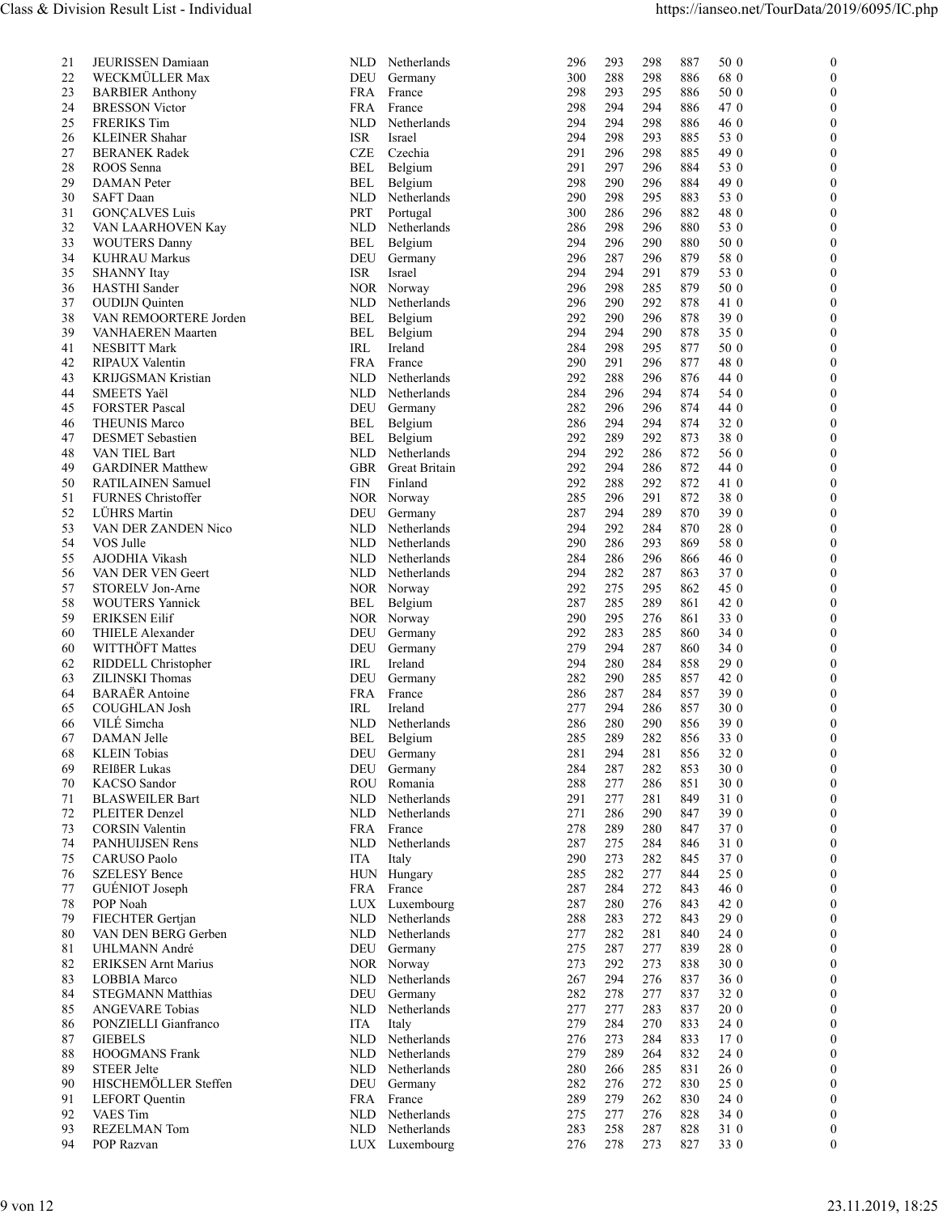| 21 | JEURISSEN Damiaan | NLD | Netherlands | 296 | 293 | 298 | 887 | 50 0 | 0 |
|---|---|---|---|---|---|---|---|---|---|
| 22 | WECKMÜLLER Max | DEU | Germany | 300 | 288 | 298 | 886 | 68 0 | 0 |
| 23 | BARBIER Anthony | FRA | France | 298 | 293 | 295 | 886 | 50 0 | 0 |
| 24 | BRESSON Victor | FRA | France | 298 | 294 | 294 | 886 | 47 0 | 0 |
| 25 | FRERIKS Tim | NLD | Netherlands | 294 | 294 | 298 | 886 | 46 0 | 0 |
| 26 | KLEINER Shahar | ISR | Israel | 294 | 298 | 293 | 885 | 53 0 | 0 |
| 27 | BERANEK Radek | CZE | Czechia | 291 | 296 | 298 | 885 | 49 0 | 0 |
| 28 | ROOS Senna | BEL | Belgium | 291 | 297 | 296 | 884 | 53 0 | 0 |
| 29 | DAMAN Peter | BEL | Belgium | 298 | 290 | 296 | 884 | 49 0 | 0 |
| 30 | SAFT Daan | NLD | Netherlands | 290 | 298 | 295 | 883 | 53 0 | 0 |
| 31 | GONÇALVES Luis | PRT | Portugal | 300 | 286 | 296 | 882 | 48 0 | 0 |
| 32 | VAN LAARHOVEN Kay | NLD | Netherlands | 286 | 298 | 296 | 880 | 53 0 | 0 |
| 33 | WOUTERS Danny | BEL | Belgium | 294 | 296 | 290 | 880 | 50 0 | 0 |
| 34 | KUHRAU Markus | DEU | Germany | 296 | 287 | 296 | 879 | 58 0 | 0 |
| 35 | SHANNY Itay | ISR | Israel | 294 | 294 | 291 | 879 | 53 0 | 0 |
| 36 | HASTHI Sander | NOR | Norway | 296 | 298 | 285 | 879 | 50 0 | 0 |
| 37 | OUDIJN Quinten | NLD | Netherlands | 296 | 290 | 292 | 878 | 41 0 | 0 |
| 38 | VAN REMOORTERE Jorden | BEL | Belgium | 292 | 290 | 296 | 878 | 39 0 | 0 |
| 39 | VANHAEREN Maarten | BEL | Belgium | 294 | 294 | 290 | 878 | 35 0 | 0 |
| 41 | NESBITT Mark | IRL | Ireland | 284 | 298 | 295 | 877 | 50 0 | 0 |
| 42 | RIPAUX Valentin | FRA | France | 290 | 291 | 296 | 877 | 48 0 | 0 |
| 43 | KRIJGSMAN Kristian | NLD | Netherlands | 292 | 288 | 296 | 876 | 44 0 | 0 |
| 44 | SMEETS Yaël | NLD | Netherlands | 284 | 296 | 294 | 874 | 54 0 | 0 |
| 45 | FORSTER Pascal | DEU | Germany | 282 | 296 | 296 | 874 | 44 0 | 0 |
| 46 | THEUNIS Marco | BEL | Belgium | 286 | 294 | 294 | 874 | 32 0 | 0 |
| 47 | DESMET Sebastien | BEL | Belgium | 292 | 289 | 292 | 873 | 38 0 | 0 |
| 48 | VAN TIEL Bart | NLD | Netherlands | 294 | 292 | 286 | 872 | 56 0 | 0 |
| 49 | GARDINER Matthew | GBR | Great Britain | 292 | 294 | 286 | 872 | 44 0 | 0 |
| 50 | RATILAINEN Samuel | FIN | Finland | 292 | 288 | 292 | 872 | 41 0 | 0 |
| 51 | FURNES Christoffer | NOR | Norway | 285 | 296 | 291 | 872 | 38 0 | 0 |
| 52 | LÜHRS Martin | DEU | Germany | 287 | 294 | 289 | 870 | 39 0 | 0 |
| 53 | VAN DER ZANDEN Nico | NLD | Netherlands | 294 | 292 | 284 | 870 | 28 0 | 0 |
| 54 | VOS Julle | NLD | Netherlands | 290 | 286 | 293 | 869 | 58 0 | 0 |
| 55 | AJODHIA Vikash | NLD | Netherlands | 284 | 286 | 296 | 866 | 46 0 | 0 |
| 56 | VAN DER VEN Geert | NLD | Netherlands | 294 | 282 | 287 | 863 | 37 0 | 0 |
| 57 | STORELV Jon-Arne | NOR | Norway | 292 | 275 | 295 | 862 | 45 0 | 0 |
| 58 | WOUTERS Yannick | BEL | Belgium | 287 | 285 | 289 | 861 | 42 0 | 0 |
| 59 | ERIKSEN Eilif | NOR | Norway | 290 | 295 | 276 | 861 | 33 0 | 0 |
| 60 | THIELE Alexander | DEU | Germany | 292 | 283 | 285 | 860 | 34 0 | 0 |
| 60 | WITTHÖFT Mattes | DEU | Germany | 279 | 294 | 287 | 860 | 34 0 | 0 |
| 62 | RIDDELL Christopher | IRL | Ireland | 294 | 280 | 284 | 858 | 29 0 | 0 |
| 63 | ZILINSKI Thomas | DEU | Germany | 282 | 290 | 285 | 857 | 42 0 | 0 |
| 64 | BARAËR Antoine | FRA | France | 286 | 287 | 284 | 857 | 39 0 | 0 |
| 65 | COUGHLAN Josh | IRL | Ireland | 277 | 294 | 286 | 857 | 30 0 | 0 |
| 66 | VILÉ Simcha | NLD | Netherlands | 286 | 280 | 290 | 856 | 39 0 | 0 |
| 67 | DAMAN Jelle | BEL | Belgium | 285 | 289 | 282 | 856 | 33 0 | 0 |
| 68 | KLEIN Tobias | DEU | Germany | 281 | 294 | 281 | 856 | 32 0 | 0 |
| 69 | REIßER Lukas | DEU | Germany | 284 | 287 | 282 | 853 | 30 0 | 0 |
| 70 | KACSO Sandor | ROU | Romania | 288 | 277 | 286 | 851 | 30 0 | 0 |
| 71 | BLASWEILER Bart | NLD | Netherlands | 291 | 277 | 281 | 849 | 31 0 | 0 |
| 72 | PLEITER Denzel | NLD | Netherlands | 271 | 286 | 290 | 847 | 39 0 | 0 |
| 73 | CORSIN Valentin | FRA | France | 278 | 289 | 280 | 847 | 37 0 | 0 |
| 74 | PANHUIJSEN Rens | NLD | Netherlands | 287 | 275 | 284 | 846 | 31 0 | 0 |
| 75 | CARUSO Paolo | ITA | Italy | 290 | 273 | 282 | 845 | 37 0 | 0 |
| 76 | SZELESY Bence | HUN | Hungary | 285 | 282 | 277 | 844 | 25 0 | 0 |
| 77 | GUÉNIOT Joseph | FRA | France | 287 | 284 | 272 | 843 | 46 0 | 0 |
| 78 | POP Noah | LUX | Luxembourg | 287 | 280 | 276 | 843 | 42 0 | 0 |
| 79 | FIECHTER Gertjan | NLD | Netherlands | 288 | 283 | 272 | 843 | 29 0 | 0 |
| 80 | VAN DEN BERG Gerben | NLD | Netherlands | 277 | 282 | 281 | 840 | 24 0 | 0 |
| 81 | UHLMANN André | DEU | Germany | 275 | 287 | 277 | 839 | 28 0 | 0 |
| 82 | ERIKSEN Arnt Marius | NOR | Norway | 273 | 292 | 273 | 838 | 30 0 | 0 |
| 83 | LOBBIA Marco | NLD | Netherlands | 267 | 294 | 276 | 837 | 36 0 | 0 |
| 84 | STEGMANN Matthias | DEU | Germany | 282 | 278 | 277 | 837 | 32 0 | 0 |
| 85 | ANGEVARE Tobias | NLD | Netherlands | 277 | 277 | 283 | 837 | 20 0 | 0 |
| 86 | PONZIELLI Gianfranco | ITA | Italy | 279 | 284 | 270 | 833 | 24 0 | 0 |
| 87 | GIEBELS | NLD | Netherlands | 276 | 273 | 284 | 833 | 17 0 | 0 |
| 88 | HOOGMANS Frank | NLD | Netherlands | 279 | 289 | 264 | 832 | 24 0 | 0 |
| 89 | STEER Jelte | NLD | Netherlands | 280 | 266 | 285 | 831 | 26 0 | 0 |
| 90 | HISCHEMÖLLER Steffen | DEU | Germany | 282 | 276 | 272 | 830 | 25 0 | 0 |
| 91 | LEFORT Quentin | FRA | France | 289 | 279 | 262 | 830 | 24 0 | 0 |
| 92 | VAES Tim | NLD | Netherlands | 275 | 277 | 276 | 828 | 34 0 | 0 |
| 93 | REZELMAN Tom | NLD | Netherlands | 283 | 258 | 287 | 828 | 31 0 | 0 |
| 94 | POP Razvan | LUX | Luxembourg | 276 | 278 | 273 | 827 | 33 0 | 0 |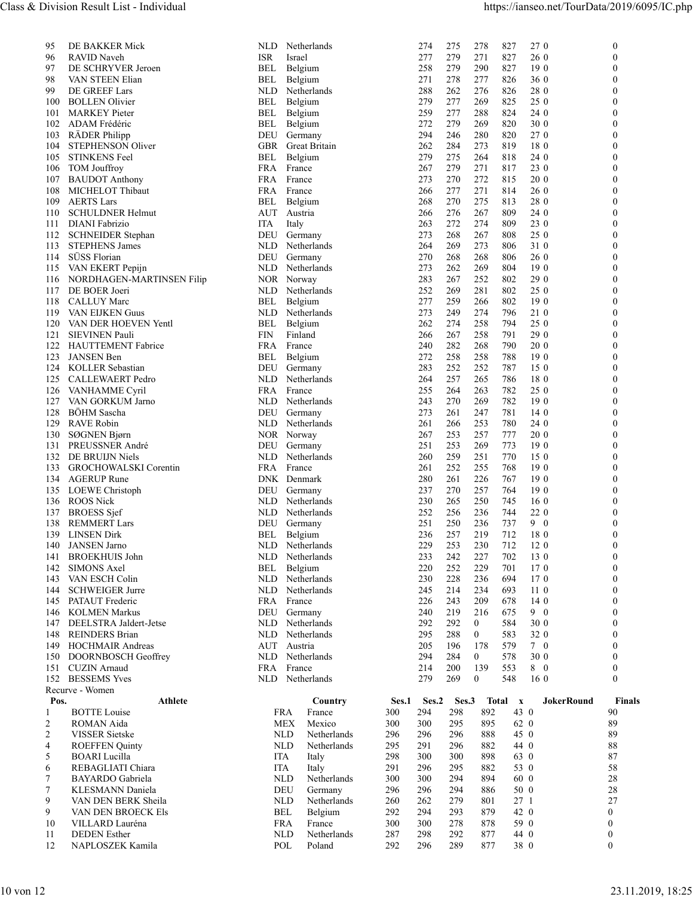| Pos. | Athlete | | Country | Ses.1 | Ses.2 | Ses.3 | Total | x | JokerRound | Finals |
|---|---|---|---|---|---|---|---|---|---|---|
| 95 | DE BAKKER Mick | NLD | Netherlands | 274 | 275 | 278 | 827 | 27 | 0 | 0 |
| 96 | RAVID Naveh | ISR | Israel | 277 | 279 | 271 | 827 | 26 | 0 | 0 |
| 97 | DE SCHRYVER Jeroen | BEL | Belgium | 258 | 279 | 290 | 827 | 19 | 0 | 0 |
| 98 | VAN STEEN Elian | BEL | Belgium | 271 | 278 | 277 | 826 | 36 | 0 | 0 |
| 99 | DE GREEF Lars | NLD | Netherlands | 288 | 262 | 276 | 826 | 28 | 0 | 0 |
| 100 | BOLLEN Olivier | BEL | Belgium | 279 | 277 | 269 | 825 | 25 | 0 | 0 |
| 101 | MARKEY Pieter | BEL | Belgium | 259 | 277 | 288 | 824 | 24 | 0 | 0 |
| 102 | ADAM Frédéric | BEL | Belgium | 272 | 279 | 269 | 820 | 30 | 0 | 0 |
| 103 | RÄDER Philipp | DEU | Germany | 294 | 246 | 280 | 820 | 27 | 0 | 0 |
| 104 | STEPHENSON Oliver | GBR | Great Britain | 262 | 284 | 273 | 819 | 18 | 0 | 0 |
| 105 | STINKENS Feel | BEL | Belgium | 279 | 275 | 264 | 818 | 24 | 0 | 0 |
| 106 | TOM Jouffroy | FRA | France | 267 | 279 | 271 | 817 | 23 | 0 | 0 |
| 107 | BAUDOT Anthony | FRA | France | 273 | 270 | 272 | 815 | 20 | 0 | 0 |
| 108 | MICHELOT Thibaut | FRA | France | 266 | 277 | 271 | 814 | 26 | 0 | 0 |
| 109 | AERTS Lars | BEL | Belgium | 268 | 270 | 275 | 813 | 28 | 0 | 0 |
| 110 | SCHULDNER Helmut | AUT | Austria | 266 | 276 | 267 | 809 | 24 | 0 | 0 |
| 111 | DIANI Fabrizio | ITA | Italy | 263 | 272 | 274 | 809 | 23 | 0 | 0 |
| 112 | SCHNEIDER Stephan | DEU | Germany | 273 | 268 | 267 | 808 | 25 | 0 | 0 |
| 113 | STEPHENS James | NLD | Netherlands | 264 | 269 | 273 | 806 | 31 | 0 | 0 |
| 114 | SÜSS Florian | DEU | Germany | 270 | 268 | 268 | 806 | 26 | 0 | 0 |
| 115 | VAN EKERT Pepijn | NLD | Netherlands | 273 | 262 | 269 | 804 | 19 | 0 | 0 |
| 116 | NORDHAGEN-MARTINSEN Filip | NOR | Norway | 283 | 267 | 252 | 802 | 29 | 0 | 0 |
| 117 | DE BOER Joeri | NLD | Netherlands | 252 | 269 | 281 | 802 | 25 | 0 | 0 |
| 118 | CALLUY Marc | BEL | Belgium | 277 | 259 | 266 | 802 | 19 | 0 | 0 |
| 119 | VAN EIJKEN Guus | NLD | Netherlands | 273 | 249 | 274 | 796 | 21 | 0 | 0 |
| 120 | VAN DER HOEVEN Yentl | BEL | Belgium | 262 | 274 | 258 | 794 | 25 | 0 | 0 |
| 121 | SIEVINEN Pauli | FIN | Finland | 266 | 267 | 258 | 791 | 29 | 0 | 0 |
| 122 | HAUTTEMENT Fabrice | FRA | France | 240 | 282 | 268 | 790 | 20 | 0 | 0 |
| 123 | JANSEN Ben | BEL | Belgium | 272 | 258 | 258 | 788 | 19 | 0 | 0 |
| 124 | KOLLER Sebastian | DEU | Germany | 283 | 252 | 252 | 787 | 15 | 0 | 0 |
| 125 | CALLEWAERT Pedro | NLD | Netherlands | 264 | 257 | 265 | 786 | 18 | 0 | 0 |
| 126 | VANHAMME Cyril | FRA | France | 255 | 264 | 263 | 782 | 25 | 0 | 0 |
| 127 | VAN GORKUM Jarno | NLD | Netherlands | 243 | 270 | 269 | 782 | 19 | 0 | 0 |
| 128 | BÖHM Sascha | DEU | Germany | 273 | 261 | 247 | 781 | 14 | 0 | 0 |
| 129 | RAVE Robin | NLD | Netherlands | 261 | 266 | 253 | 780 | 24 | 0 | 0 |
| 130 | SØGNEN Bjørn | NOR | Norway | 267 | 253 | 257 | 777 | 20 | 0 | 0 |
| 131 | PREUSSNER André | DEU | Germany | 251 | 253 | 269 | 773 | 19 | 0 | 0 |
| 132 | DE BRUIJN Niels | NLD | Netherlands | 260 | 259 | 251 | 770 | 15 | 0 | 0 |
| 133 | GROCHOWALSKI Corentin | FRA | France | 261 | 252 | 255 | 768 | 19 | 0 | 0 |
| 134 | AGERUP Rune | DNK | Denmark | 280 | 261 | 226 | 767 | 19 | 0 | 0 |
| 135 | LOEWE Christoph | DEU | Germany | 237 | 270 | 257 | 764 | 19 | 0 | 0 |
| 136 | ROOS Nick | NLD | Netherlands | 230 | 265 | 250 | 745 | 16 | 0 | 0 |
| 137 | BROESS Sjef | NLD | Netherlands | 252 | 256 | 236 | 744 | 22 | 0 | 0 |
| 138 | REMMERT Lars | DEU | Germany | 251 | 250 | 236 | 737 | 9 | 0 | 0 |
| 139 | LINSEN Dirk | BEL | Belgium | 236 | 257 | 219 | 712 | 18 | 0 | 0 |
| 140 | JANSEN Jarno | NLD | Netherlands | 229 | 253 | 230 | 712 | 12 | 0 | 0 |
| 141 | BROEKHUIS John | NLD | Netherlands | 233 | 242 | 227 | 702 | 13 | 0 | 0 |
| 142 | SIMONS Axel | BEL | Belgium | 220 | 252 | 229 | 701 | 17 | 0 | 0 |
| 143 | VAN ESCH Colin | NLD | Netherlands | 230 | 228 | 236 | 694 | 17 | 0 | 0 |
| 144 | SCHWEIGER Jurre | NLD | Netherlands | 245 | 214 | 234 | 693 | 11 | 0 | 0 |
| 145 | PATAUT Frederic | FRA | France | 226 | 243 | 209 | 678 | 14 | 0 | 0 |
| 146 | KOLMEN Markus | DEU | Germany | 240 | 219 | 216 | 675 | 9 | 0 | 0 |
| 147 | DEELSTRA Jaldert-Jetse | NLD | Netherlands | 292 | 292 | 0 | 584 | 30 | 0 | 0 |
| 148 | REINDERS Brian | NLD | Netherlands | 295 | 288 | 0 | 583 | 32 | 0 | 0 |
| 149 | HOCHMAIR Andreas | AUT | Austria | 205 | 196 | 178 | 579 | 7 | 0 | 0 |
| 150 | DOORNBOSCH Geoffrey | NLD | Netherlands | 294 | 284 | 0 | 578 | 30 | 0 | 0 |
| 151 | CUZIN Arnaud | FRA | France | 214 | 200 | 139 | 553 | 8 | 0 | 0 |
| 152 | BESSEMS Yves | NLD | Netherlands | 279 | 269 | 0 | 548 | 16 | 0 | 0 |

Recurve - Women

| Pos. | Athlete | | Country | Ses.1 | Ses.2 | Ses.3 | Total | x | JokerRound | Finals |
|---|---|---|---|---|---|---|---|---|---|---|
| 1 | BOTTE Louise | FRA | France | 300 | 294 | 298 | 892 | 43 | 0 | 90 |
| 2 | ROMAN Aida | MEX | Mexico | 300 | 300 | 295 | 895 | 62 | 0 | 89 |
| 2 | VISSER Sietske | NLD | Netherlands | 296 | 296 | 296 | 888 | 45 | 0 | 89 |
| 4 | ROEFFEN Quinty | NLD | Netherlands | 295 | 291 | 296 | 882 | 44 | 0 | 88 |
| 5 | BOARI Lucilla | ITA | Italy | 298 | 300 | 300 | 898 | 63 | 0 | 87 |
| 6 | REBAGLIATI Chiara | ITA | Italy | 291 | 296 | 295 | 882 | 53 | 0 | 58 |
| 7 | BAYARDO Gabriela | NLD | Netherlands | 300 | 300 | 294 | 894 | 60 | 0 | 28 |
| 7 | KLESMANN Daniela | DEU | Germany | 296 | 296 | 294 | 886 | 50 | 0 | 28 |
| 9 | VAN DEN BERK Sheila | NLD | Netherlands | 260 | 262 | 279 | 801 | 27 | 1 | 27 |
| 9 | VAN DEN BROECK Els | BEL | Belgium | 292 | 294 | 293 | 879 | 42 | 0 | 0 |
| 10 | VILLARD Lauréna | FRA | France | 300 | 300 | 278 | 878 | 59 | 0 | 0 |
| 11 | DEDEN Esther | NLD | Netherlands | 287 | 298 | 292 | 877 | 44 | 0 | 0 |
| 12 | NAPLOSZEK Kamila | POL | Poland | 292 | 296 | 289 | 877 | 38 | 0 | 0 |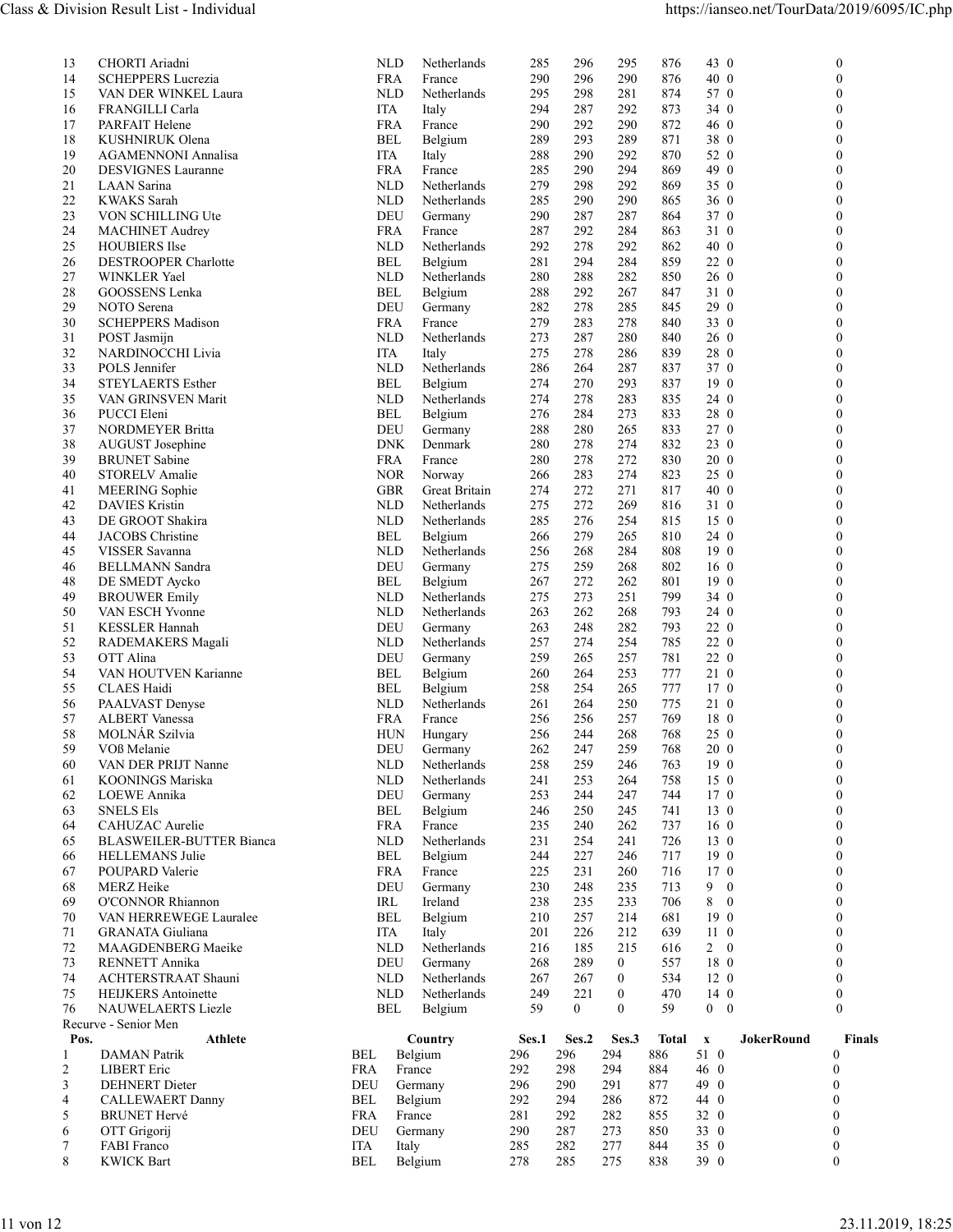| Pos. | Athlete | | Country | Ses.1 | Ses.2 | Ses.3 | Total | x | | JokerRound | Finals |
|---|---|---|---|---|---|---|---|---|---|---|---|
| 13 | CHORTI Ariadni | NLD | Netherlands | 285 | 296 | 295 | 876 | 43 | 0 | | 0 |
| 14 | SCHEPPERS Lucrezia | FRA | France | 290 | 296 | 290 | 876 | 40 | 0 | | 0 |
| 15 | VAN DER WINKEL Laura | NLD | Netherlands | 295 | 298 | 281 | 874 | 57 | 0 | | 0 |
| 16 | FRANGILLI Carla | ITA | Italy | 294 | 287 | 292 | 873 | 34 | 0 | | 0 |
| 17 | PARFAIT Helene | FRA | France | 290 | 292 | 290 | 872 | 46 | 0 | | 0 |
| 18 | KUSHNIRUK Olena | BEL | Belgium | 289 | 293 | 289 | 871 | 38 | 0 | | 0 |
| 19 | AGAMENNONI Annalisa | ITA | Italy | 288 | 290 | 292 | 870 | 52 | 0 | | 0 |
| 20 | DESVIGNES Lauranne | FRA | France | 285 | 290 | 294 | 869 | 49 | 0 | | 0 |
| 21 | LAAN Sarina | NLD | Netherlands | 279 | 298 | 292 | 869 | 35 | 0 | | 0 |
| 22 | KWAKS Sarah | NLD | Netherlands | 285 | 290 | 290 | 865 | 36 | 0 | | 0 |
| 23 | VON SCHILLING Ute | DEU | Germany | 290 | 287 | 287 | 864 | 37 | 0 | | 0 |
| 24 | MACHINET Audrey | FRA | France | 287 | 292 | 284 | 863 | 31 | 0 | | 0 |
| 25 | HOUBIERS Ilse | NLD | Netherlands | 292 | 278 | 292 | 862 | 40 | 0 | | 0 |
| 26 | DESTROOPER Charlotte | BEL | Belgium | 281 | 294 | 284 | 859 | 22 | 0 | | 0 |
| 27 | WINKLER Yael | NLD | Netherlands | 280 | 288 | 282 | 850 | 26 | 0 | | 0 |
| 28 | GOOSSENS Lenka | BEL | Belgium | 288 | 292 | 267 | 847 | 31 | 0 | | 0 |
| 29 | NOTO Serena | DEU | Germany | 282 | 278 | 285 | 845 | 29 | 0 | | 0 |
| 30 | SCHEPPERS Madison | FRA | France | 279 | 283 | 278 | 840 | 33 | 0 | | 0 |
| 31 | POST Jasmijn | NLD | Netherlands | 273 | 287 | 280 | 840 | 26 | 0 | | 0 |
| 32 | NARDINOCCHI Livia | ITA | Italy | 275 | 278 | 286 | 839 | 28 | 0 | | 0 |
| 33 | POLS Jennifer | NLD | Netherlands | 286 | 264 | 287 | 837 | 37 | 0 | | 0 |
| 34 | STEYLAERTS Esther | BEL | Belgium | 274 | 270 | 293 | 837 | 19 | 0 | | 0 |
| 35 | VAN GRINSVEN Marit | NLD | Netherlands | 274 | 278 | 283 | 835 | 24 | 0 | | 0 |
| 36 | PUCCI Eleni | BEL | Belgium | 276 | 284 | 273 | 833 | 28 | 0 | | 0 |
| 37 | NORDMEYER Britta | DEU | Germany | 288 | 280 | 265 | 833 | 27 | 0 | | 0 |
| 38 | AUGUST Josephine | DNK | Denmark | 280 | 278 | 274 | 832 | 23 | 0 | | 0 |
| 39 | BRUNET Sabine | FRA | France | 280 | 278 | 272 | 830 | 20 | 0 | | 0 |
| 40 | STORELV Amalie | NOR | Norway | 266 | 283 | 274 | 823 | 25 | 0 | | 0 |
| 41 | MEERING Sophie | GBR | Great Britain | 274 | 272 | 271 | 817 | 40 | 0 | | 0 |
| 42 | DAVIES Kristin | NLD | Netherlands | 275 | 272 | 269 | 816 | 31 | 0 | | 0 |
| 43 | DE GROOT Shakira | NLD | Netherlands | 285 | 276 | 254 | 815 | 15 | 0 | | 0 |
| 44 | JACOBS Christine | BEL | Belgium | 266 | 279 | 265 | 810 | 24 | 0 | | 0 |
| 45 | VISSER Savanna | NLD | Netherlands | 256 | 268 | 284 | 808 | 19 | 0 | | 0 |
| 46 | BELLMANN Sandra | DEU | Germany | 275 | 259 | 268 | 802 | 16 | 0 | | 0 |
| 48 | DE SMEDT Aycko | BEL | Belgium | 267 | 272 | 262 | 801 | 19 | 0 | | 0 |
| 49 | BROUWER Emily | NLD | Netherlands | 275 | 273 | 251 | 799 | 34 | 0 | | 0 |
| 50 | VAN ESCH Yvonne | NLD | Netherlands | 263 | 262 | 268 | 793 | 24 | 0 | | 0 |
| 51 | KESSLER Hannah | DEU | Germany | 263 | 248 | 282 | 793 | 22 | 0 | | 0 |
| 52 | RADEMAKERS Magali | NLD | Netherlands | 257 | 274 | 254 | 785 | 22 | 0 | | 0 |
| 53 | OTT Alina | DEU | Germany | 259 | 265 | 257 | 781 | 22 | 0 | | 0 |
| 54 | VAN HOUTVEN Karianne | BEL | Belgium | 260 | 264 | 253 | 777 | 21 | 0 | | 0 |
| 55 | CLAES Haidi | BEL | Belgium | 258 | 254 | 265 | 777 | 17 | 0 | | 0 |
| 56 | PAALVAST Denyse | NLD | Netherlands | 261 | 264 | 250 | 775 | 21 | 0 | | 0 |
| 57 | ALBERT Vanessa | FRA | France | 256 | 256 | 257 | 769 | 18 | 0 | | 0 |
| 58 | MOLNÁR Szilvia | HUN | Hungary | 256 | 244 | 268 | 768 | 25 | 0 | | 0 |
| 59 | VOß Melanie | DEU | Germany | 262 | 247 | 259 | 768 | 20 | 0 | | 0 |
| 60 | VAN DER PRIJT Nanne | NLD | Netherlands | 258 | 259 | 246 | 763 | 19 | 0 | | 0 |
| 61 | KOONINGS Mariska | NLD | Netherlands | 241 | 253 | 264 | 758 | 15 | 0 | | 0 |
| 62 | LOEWE Annika | DEU | Germany | 253 | 244 | 247 | 744 | 17 | 0 | | 0 |
| 63 | SNELS Els | BEL | Belgium | 246 | 250 | 245 | 741 | 13 | 0 | | 0 |
| 64 | CAHUZAC Aurelie | FRA | France | 235 | 240 | 262 | 737 | 16 | 0 | | 0 |
| 65 | BLASWEILER-BUTTER Bianca | NLD | Netherlands | 231 | 254 | 241 | 726 | 13 | 0 | | 0 |
| 66 | HELLEMANS Julie | BEL | Belgium | 244 | 227 | 246 | 717 | 19 | 0 | | 0 |
| 67 | POUPARD Valerie | FRA | France | 225 | 231 | 260 | 716 | 17 | 0 | | 0 |
| 68 | MERZ Heike | DEU | Germany | 230 | 248 | 235 | 713 | 9 | 0 | | 0 |
| 69 | O'CONNOR Rhiannon | IRL | Ireland | 238 | 235 | 233 | 706 | 8 | 0 | | 0 |
| 70 | VAN HERREWEGE Lauralee | BEL | Belgium | 210 | 257 | 214 | 681 | 19 | 0 | | 0 |
| 71 | GRANATA Giuliana | ITA | Italy | 201 | 226 | 212 | 639 | 11 | 0 | | 0 |
| 72 | MAAGDENBERG Maeike | NLD | Netherlands | 216 | 185 | 215 | 616 | 2 | 0 | | 0 |
| 73 | RENNETT Annika | DEU | Germany | 268 | 289 | 0 | 557 | 18 | 0 | | 0 |
| 74 | ACHTERSTRAAT Shauni | NLD | Netherlands | 267 | 267 | 0 | 534 | 12 | 0 | | 0 |
| 75 | HEIJKERS Antoinette | NLD | Netherlands | 249 | 221 | 0 | 470 | 14 | 0 | | 0 |
| 76 | NAUWELAERTS Liezle | BEL | Belgium | 59 | 0 | 0 | 59 | 0 | 0 | | 0 |

Recurve - Senior Men

| Pos. | Athlete | | Country | Ses.1 | Ses.2 | Ses.3 | Total | x | | JokerRound | Finals |
|---|---|---|---|---|---|---|---|---|---|---|---|
| 1 | DAMAN Patrik | BEL | Belgium | 296 | 296 | 294 | 886 | 51 | 0 | | 0 |
| 2 | LIBERT Eric | FRA | France | 292 | 298 | 294 | 884 | 46 | 0 | | 0 |
| 3 | DEHNERT Dieter | DEU | Germany | 296 | 290 | 291 | 877 | 49 | 0 | | 0 |
| 4 | CALLEWAERT Danny | BEL | Belgium | 292 | 294 | 286 | 872 | 44 | 0 | | 0 |
| 5 | BRUNET Hervé | FRA | France | 281 | 292 | 282 | 855 | 32 | 0 | | 0 |
| 6 | OTT Grigorij | DEU | Germany | 290 | 287 | 273 | 850 | 33 | 0 | | 0 |
| 7 | FABI Franco | ITA | Italy | 285 | 282 | 277 | 844 | 35 | 0 | | 0 |
| 8 | KWICK Bart | BEL | Belgium | 278 | 285 | 275 | 838 | 39 | 0 | | 0 |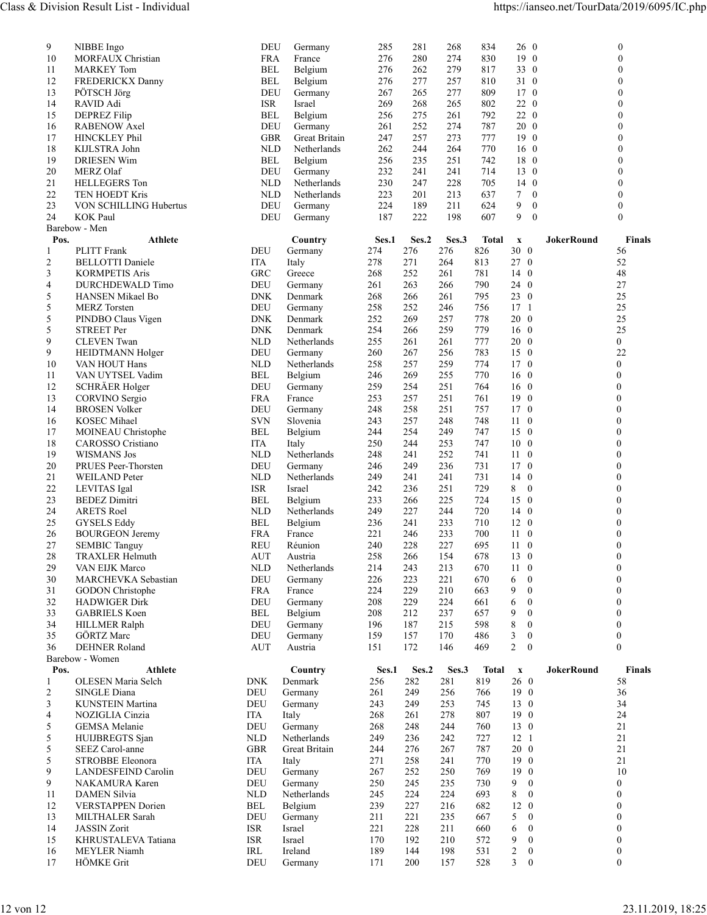| | | | | | | | | | | |
|---|---|---|---|---|---|---|---|---|---|---|
| 9 | NIBBE Ingo | DEU | Germany | 285 | 281 | 268 | 834 | 26 0 | | 0 |
| 10 | MORFAUX Christian | FRA | France | 276 | 280 | 274 | 830 | 19 0 | | 0 |
| 11 | MARKEY Tom | BEL | Belgium | 276 | 262 | 279 | 817 | 33 0 | | 0 |
| 12 | FREDERICKX Danny | BEL | Belgium | 276 | 277 | 257 | 810 | 31 0 | | 0 |
| 13 | PÖTSCH Jörg | DEU | Germany | 267 | 265 | 277 | 809 | 17 0 | | 0 |
| 14 | RAVID Adi | ISR | Israel | 269 | 268 | 265 | 802 | 22 0 | | 0 |
| 15 | DEPREZ Filip | BEL | Belgium | 256 | 275 | 261 | 792 | 22 0 | | 0 |
| 16 | RABENOW Axel | DEU | Germany | 261 | 252 | 274 | 787 | 20 0 | | 0 |
| 17 | HINCKLEY Phil | GBR | Great Britain | 247 | 257 | 273 | 777 | 19 0 | | 0 |
| 18 | KIJLSTRA John | NLD | Netherlands | 262 | 244 | 264 | 770 | 16 0 | | 0 |
| 19 | DRIESEN Wim | BEL | Belgium | 256 | 235 | 251 | 742 | 18 0 | | 0 |
| 20 | MERZ Olaf | DEU | Germany | 232 | 241 | 241 | 714 | 13 0 | | 0 |
| 21 | HELLEGERS Ton | NLD | Netherlands | 230 | 247 | 228 | 705 | 14 0 | | 0 |
| 22 | TEN HOEDT Kris | NLD | Netherlands | 223 | 201 | 213 | 637 | 7 0 | | 0 |
| 23 | VON SCHILLING Hubertus | DEU | Germany | 224 | 189 | 211 | 624 | 9 0 | | 0 |
| 24 | KOK Paul | DEU | Germany | 187 | 222 | 198 | 607 | 9 0 | | 0 |

Barebow - Men

| Pos. | Athlete | | Country | Ses.1 | Ses.2 | Ses.3 | Total | x | JokerRound | Finals |
|---|---|---|---|---|---|---|---|---|---|---|
| 1 | PLITT Frank | DEU | Germany | 274 | 276 | 276 | 826 | 30 0 | | 56 |
| 2 | BELLOTTI Daniele | ITA | Italy | 278 | 271 | 264 | 813 | 27 0 | | 52 |
| 3 | KORMPETIS Aris | GRC | Greece | 268 | 252 | 261 | 781 | 14 0 | | 48 |
| 4 | DURCHDEWALD Timo | DEU | Germany | 261 | 263 | 266 | 790 | 24 0 | | 27 |
| 5 | HANSEN Mikael Bo | DNK | Denmark | 268 | 266 | 261 | 795 | 23 0 | | 25 |
| 5 | MERZ Torsten | DEU | Germany | 258 | 252 | 246 | 756 | 17 1 | | 25 |
| 5 | PINDBO Claus Vigen | DNK | Denmark | 252 | 269 | 257 | 778 | 20 0 | | 25 |
| 5 | STREET Per | DNK | Denmark | 254 | 266 | 259 | 779 | 16 0 | | 25 |
| 9 | CLEVEN Twan | NLD | Netherlands | 255 | 261 | 261 | 777 | 20 0 | | 0 |
| 9 | HEIDTMANN Holger | DEU | Germany | 260 | 267 | 256 | 783 | 15 0 | | 22 |
| 10 | VAN HOUT Hans | NLD | Netherlands | 258 | 257 | 259 | 774 | 17 0 | | 0 |
| 11 | VAN UYTSEL Vadim | BEL | Belgium | 246 | 269 | 255 | 770 | 16 0 | | 0 |
| 12 | SCHRÄER Holger | DEU | Germany | 259 | 254 | 251 | 764 | 16 0 | | 0 |
| 13 | CORVINO Sergio | FRA | France | 253 | 257 | 251 | 761 | 19 0 | | 0 |
| 14 | BROSEN Volker | DEU | Germany | 248 | 258 | 251 | 757 | 17 0 | | 0 |
| 16 | KOSEC Mihael | SVN | Slovenia | 243 | 257 | 248 | 748 | 11 0 | | 0 |
| 17 | MOINEAU Christophe | BEL | Belgium | 244 | 254 | 249 | 747 | 15 0 | | 0 |
| 18 | CAROSSO Cristiano | ITA | Italy | 250 | 244 | 253 | 747 | 10 0 | | 0 |
| 19 | WISMANS Jos | NLD | Netherlands | 248 | 241 | 252 | 741 | 11 0 | | 0 |
| 20 | PRUES Peer-Thorsten | DEU | Germany | 246 | 249 | 236 | 731 | 17 0 | | 0 |
| 21 | WEILAND Peter | NLD | Netherlands | 249 | 241 | 241 | 731 | 14 0 | | 0 |
| 22 | LEVITAS Igal | ISR | Israel | 242 | 236 | 251 | 729 | 8 0 | | 0 |
| 23 | BEDEZ Dimitri | BEL | Belgium | 233 | 266 | 225 | 724 | 15 0 | | 0 |
| 24 | ARETS Roel | NLD | Netherlands | 249 | 227 | 244 | 720 | 14 0 | | 0 |
| 25 | GYSELS Eddy | BEL | Belgium | 236 | 241 | 233 | 710 | 12 0 | | 0 |
| 26 | BOURGEON Jeremy | FRA | France | 221 | 246 | 233 | 700 | 11 0 | | 0 |
| 27 | SEMBIC Tanguy | REU | Réunion | 240 | 228 | 227 | 695 | 11 0 | | 0 |
| 28 | TRAXLER Helmuth | AUT | Austria | 258 | 266 | 154 | 678 | 13 0 | | 0 |
| 29 | VAN EIJK Marco | NLD | Netherlands | 214 | 243 | 213 | 670 | 11 0 | | 0 |
| 30 | MARCHEVKA Sebastian | DEU | Germany | 226 | 223 | 221 | 670 | 6 0 | | 0 |
| 31 | GODON Christophe | FRA | France | 224 | 229 | 210 | 663 | 9 0 | | 0 |
| 32 | HADWIGER Dirk | DEU | Germany | 208 | 229 | 224 | 661 | 6 0 | | 0 |
| 33 | GABRIELS Koen | BEL | Belgium | 208 | 212 | 237 | 657 | 9 0 | | 0 |
| 34 | HILLMER Ralph | DEU | Germany | 196 | 187 | 215 | 598 | 8 0 | | 0 |
| 35 | GÖRTZ Marc | DEU | Germany | 159 | 157 | 170 | 486 | 3 0 | | 0 |
| 36 | DEHNER Roland | AUT | Austria | 151 | 172 | 146 | 469 | 2 0 | | 0 |

Barebow - Women

| Pos. | Athlete | | Country | Ses.1 | Ses.2 | Ses.3 | Total | x | JokerRound | Finals |
|---|---|---|---|---|---|---|---|---|---|---|
| 1 | OLESEN Maria Selch | DNK | Denmark | 256 | 282 | 281 | 819 | 26 0 | | 58 |
| 2 | SINGLE Diana | DEU | Germany | 261 | 249 | 256 | 766 | 19 0 | | 36 |
| 3 | KUNSTEIN Martina | DEU | Germany | 243 | 249 | 253 | 745 | 13 0 | | 34 |
| 4 | NOZIGLIA Cinzia | ITA | Italy | 268 | 261 | 278 | 807 | 19 0 | | 24 |
| 5 | GEMSA Melanie | DEU | Germany | 268 | 248 | 244 | 760 | 13 0 | | 21 |
| 5 | HUIJBREGTS Sjan | NLD | Netherlands | 249 | 236 | 242 | 727 | 12 1 | | 21 |
| 5 | SEEZ Carol-anne | GBR | Great Britain | 244 | 276 | 267 | 787 | 20 0 | | 21 |
| 5 | STROBBE Eleonora | ITA | Italy | 271 | 258 | 241 | 770 | 19 0 | | 21 |
| 9 | LANDESFEIND Carolin | DEU | Germany | 267 | 252 | 250 | 769 | 19 0 | | 10 |
| 9 | NAKAMURA Karen | DEU | Germany | 250 | 245 | 235 | 730 | 9 0 | | 0 |
| 11 | DAMEN Silvia | NLD | Netherlands | 245 | 224 | 224 | 693 | 8 0 | | 0 |
| 12 | VERSTAPPEN Dorien | BEL | Belgium | 239 | 227 | 216 | 682 | 12 0 | | 0 |
| 13 | MILTHALER Sarah | DEU | Germany | 211 | 221 | 235 | 667 | 5 0 | | 0 |
| 14 | JASSIN Zorit | ISR | Israel | 221 | 228 | 211 | 660 | 6 0 | | 0 |
| 15 | KHRUSTALEVA Tatiana | ISR | Israel | 170 | 192 | 210 | 572 | 9 0 | | 0 |
| 16 | MEYLER Niamh | IRL | Ireland | 189 | 144 | 198 | 531 | 2 0 | | 0 |
| 17 | HÖMKE Grit | DEU | Germany | 171 | 200 | 157 | 528 | 3 0 | | 0 |